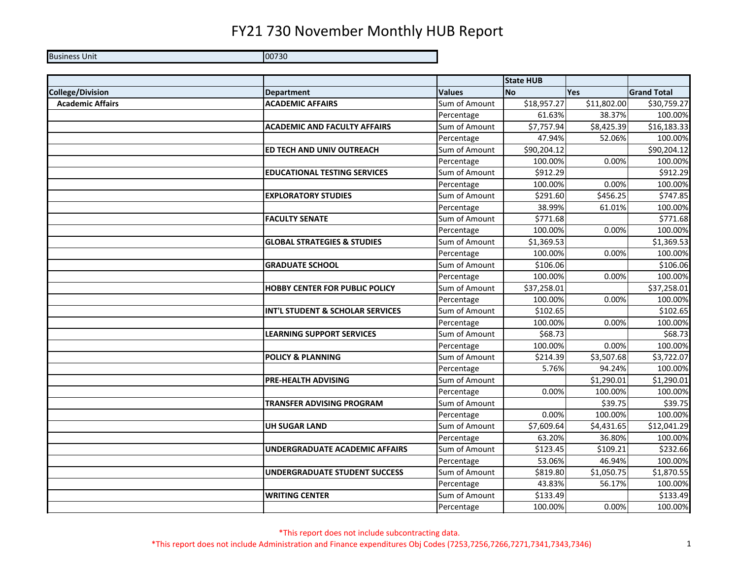# FY21 730 November Monthly HUB Report

| Business Unit | 00730 |
|---|---|

| | | | State HUB | | |
|---|---|---|---|---|---|
| **College/Division** | **Department** | **Values** | **No** | **Yes** | **Grand Total** |
| **Academic Affairs** | **ACADEMIC AFFAIRS** | Sum of Amount | $18,957.27 | $11,802.00 | $30,759.27 |
| | | Percentage | 61.63% | 38.37% | 100.00% |
| | **ACADEMIC AND FACULTY AFFAIRS** | Sum of Amount | $7,757.94 | $8,425.39 | $16,183.33 |
| | | Percentage | 47.94% | 52.06% | 100.00% |
| | **ED TECH AND UNIV OUTREACH** | Sum of Amount | $90,204.12 | | $90,204.12 |
| | | Percentage | 100.00% | 0.00% | 100.00% |
| | **EDUCATIONAL TESTING SERVICES** | Sum of Amount | $912.29 | | $912.29 |
| | | Percentage | 100.00% | 0.00% | 100.00% |
| | **EXPLORATORY STUDIES** | Sum of Amount | $291.60 | $456.25 | $747.85 |
| | | Percentage | 38.99% | 61.01% | 100.00% |
| | **FACULTY SENATE** | Sum of Amount | $771.68 | | $771.68 |
| | | Percentage | 100.00% | 0.00% | 100.00% |
| | **GLOBAL STRATEGIES & STUDIES** | Sum of Amount | $1,369.53 | | $1,369.53 |
| | | Percentage | 100.00% | 0.00% | 100.00% |
| | **GRADUATE SCHOOL** | Sum of Amount | $106.06 | | $106.06 |
| | | Percentage | 100.00% | 0.00% | 100.00% |
| | **HOBBY CENTER FOR PUBLIC POLICY** | Sum of Amount | $37,258.01 | | $37,258.01 |
| | | Percentage | 100.00% | 0.00% | 100.00% |
| | **INT'L STUDENT & SCHOLAR SERVICES** | Sum of Amount | $102.65 | | $102.65 |
| | | Percentage | 100.00% | 0.00% | 100.00% |
| | **LEARNING SUPPORT SERVICES** | Sum of Amount | $68.73 | | $68.73 |
| | | Percentage | 100.00% | 0.00% | 100.00% |
| | **POLICY & PLANNING** | Sum of Amount | $214.39 | $3,507.68 | $3,722.07 |
| | | Percentage | 5.76% | 94.24% | 100.00% |
| | **PRE-HEALTH ADVISING** | Sum of Amount | | $1,290.01 | $1,290.01 |
| | | Percentage | 0.00% | 100.00% | 100.00% |
| | **TRANSFER ADVISING PROGRAM** | Sum of Amount | | $39.75 | $39.75 |
| | | Percentage | 0.00% | 100.00% | 100.00% |
| | **UH SUGAR LAND** | Sum of Amount | $7,609.64 | $4,431.65 | $12,041.29 |
| | | Percentage | 63.20% | 36.80% | 100.00% |
| | **UNDERGRADUATE ACADEMIC AFFAIRS** | Sum of Amount | $123.45 | $109.21 | $232.66 |
| | | Percentage | 53.06% | 46.94% | 100.00% |
| | **UNDERGRADUATE STUDENT SUCCESS** | Sum of Amount | $819.80 | $1,050.75 | $1,870.55 |
| | | Percentage | 43.83% | 56.17% | 100.00% |
| | **WRITING CENTER** | Sum of Amount | $133.49 | | $133.49 |
| | | Percentage | 100.00% | 0.00% | 100.00% |

*This report does not include subcontracting data.

*This report does not include Administration and Finance expenditures Obj Codes (7253,7256,7266,7271,7341,7343,7346)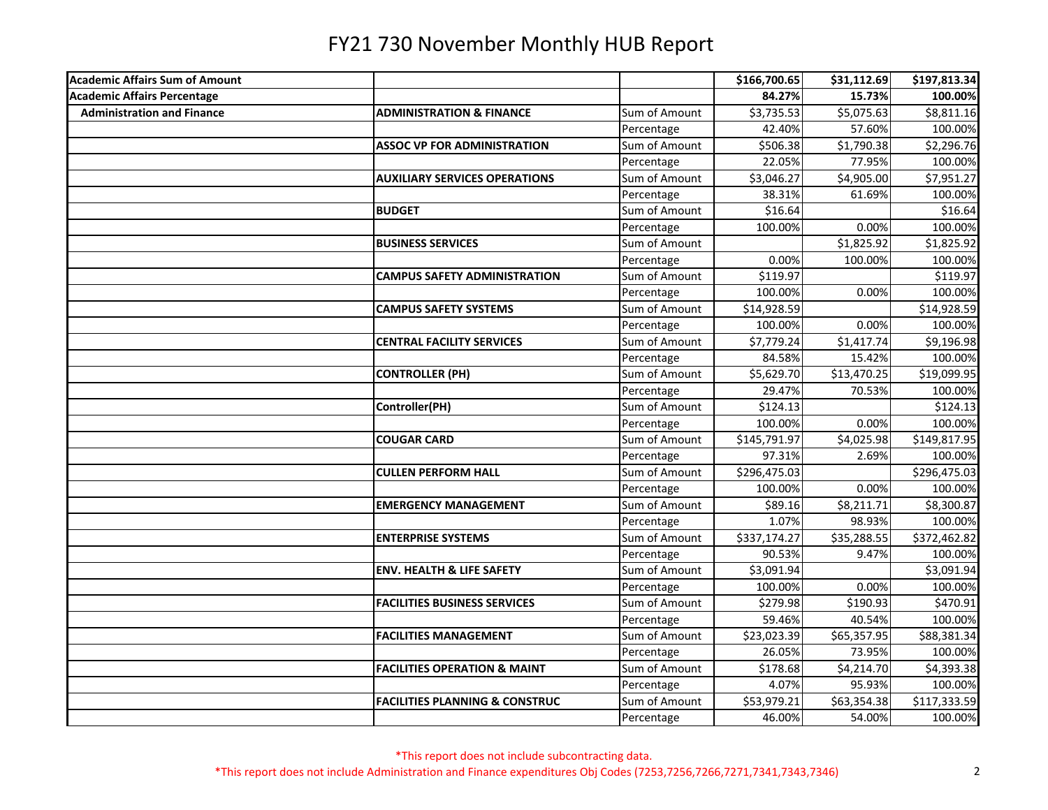# FY21 730 November Monthly HUB Report

| | | | | | |
|---|---|---|---|---|---|
| **Academic Affairs Sum of Amount** | | | **$166,700.65** | **$31,112.69** | **$197,813.34** |
| **Academic Affairs Percentage** | | | **84.27%** | **15.73%** | **100.00%** |
| **Administration and Finance** | **ADMINISTRATION & FINANCE** | Sum of Amount | $3,735.53 | $5,075.63 | $8,811.16 |
| | | Percentage | 42.40% | 57.60% | 100.00% |
| | **ASSOC VP FOR ADMINISTRATION** | Sum of Amount | $506.38 | $1,790.38 | $2,296.76 |
| | | Percentage | 22.05% | 77.95% | 100.00% |
| | **AUXILIARY SERVICES OPERATIONS** | Sum of Amount | $3,046.27 | $4,905.00 | $7,951.27 |
| | | Percentage | 38.31% | 61.69% | 100.00% |
| | **BUDGET** | Sum of Amount | $16.64 | | $16.64 |
| | | Percentage | 100.00% | 0.00% | 100.00% |
| | **BUSINESS SERVICES** | Sum of Amount | | $1,825.92 | $1,825.92 |
| | | Percentage | 0.00% | 100.00% | 100.00% |
| | **CAMPUS SAFETY ADMINISTRATION** | Sum of Amount | $119.97 | | $119.97 |
| | | Percentage | 100.00% | 0.00% | 100.00% |
| | **CAMPUS SAFETY SYSTEMS** | Sum of Amount | $14,928.59 | | $14,928.59 |
| | | Percentage | 100.00% | 0.00% | 100.00% |
| | **CENTRAL FACILITY SERVICES** | Sum of Amount | $7,779.24 | $1,417.74 | $9,196.98 |
| | | Percentage | 84.58% | 15.42% | 100.00% |
| | **CONTROLLER (PH)** | Sum of Amount | $5,629.70 | $13,470.25 | $19,099.95 |
| | | Percentage | 29.47% | 70.53% | 100.00% |
| | **Controller(PH)** | Sum of Amount | $124.13 | | $124.13 |
| | | Percentage | 100.00% | 0.00% | 100.00% |
| | **COUGAR CARD** | Sum of Amount | $145,791.97 | $4,025.98 | $149,817.95 |
| | | Percentage | 97.31% | 2.69% | 100.00% |
| | **CULLEN PERFORM HALL** | Sum of Amount | $296,475.03 | | $296,475.03 |
| | | Percentage | 100.00% | 0.00% | 100.00% |
| | **EMERGENCY MANAGEMENT** | Sum of Amount | $89.16 | $8,211.71 | $8,300.87 |
| | | Percentage | 1.07% | 98.93% | 100.00% |
| | **ENTERPRISE SYSTEMS** | Sum of Amount | $337,174.27 | $35,288.55 | $372,462.82 |
| | | Percentage | 90.53% | 9.47% | 100.00% |
| | **ENV. HEALTH & LIFE SAFETY** | Sum of Amount | $3,091.94 | | $3,091.94 |
| | | Percentage | 100.00% | 0.00% | 100.00% |
| | **FACILITIES BUSINESS SERVICES** | Sum of Amount | $279.98 | $190.93 | $470.91 |
| | | Percentage | 59.46% | 40.54% | 100.00% |
| | **FACILITIES MANAGEMENT** | Sum of Amount | $23,023.39 | $65,357.95 | $88,381.34 |
| | | Percentage | 26.05% | 73.95% | 100.00% |
| | **FACILITIES OPERATION & MAINT** | Sum of Amount | $178.68 | $4,214.70 | $4,393.38 |
| | | Percentage | 4.07% | 95.93% | 100.00% |
| | **FACILITIES PLANNING & CONSTRUC** | Sum of Amount | $53,979.21 | $63,354.38 | $117,333.59 |
| | | Percentage | 46.00% | 54.00% | 100.00% |

*This report does not include subcontracting data.

*This report does not include Administration and Finance expenditures Obj Codes (7253,7256,7266,7271,7341,7343,7346)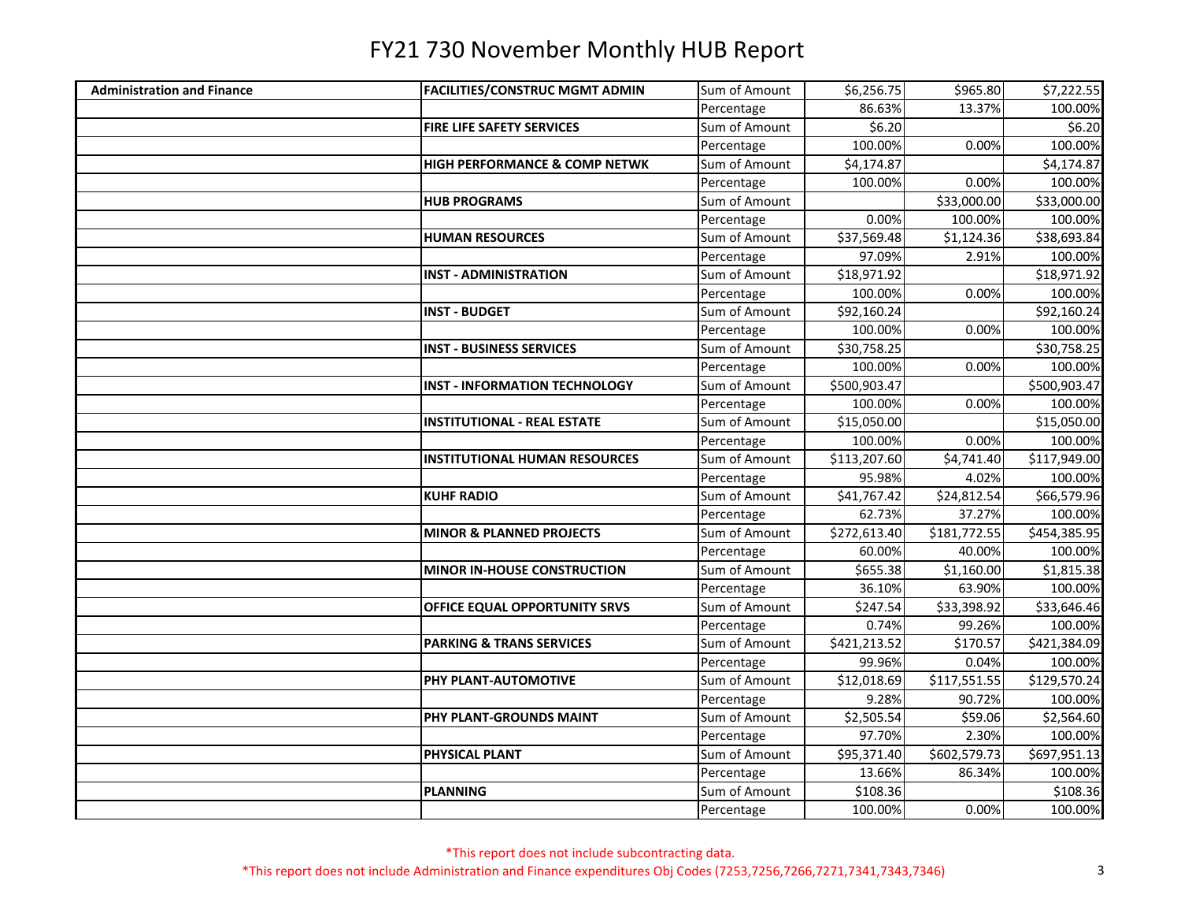# FY21 730 November Monthly HUB Report

| | | | | | |
|---|---|---|---|---|---|
| **Administration and Finance** | **FACILITIES/CONSTRUC MGMT ADMIN** | Sum of Amount | $6,256.75 | $965.80 | $7,222.55 |
| | | Percentage | 86.63% | 13.37% | 100.00% |
| | **FIRE LIFE SAFETY SERVICES** | Sum of Amount | $6.20 | | $6.20 |
| | | Percentage | 100.00% | 0.00% | 100.00% |
| | **HIGH PERFORMANCE & COMP NETWK** | Sum of Amount | $4,174.87 | | $4,174.87 |
| | | Percentage | 100.00% | 0.00% | 100.00% |
| | **HUB PROGRAMS** | Sum of Amount | | $33,000.00 | $33,000.00 |
| | | Percentage | 0.00% | 100.00% | 100.00% |
| | **HUMAN RESOURCES** | Sum of Amount | $37,569.48 | $1,124.36 | $38,693.84 |
| | | Percentage | 97.09% | 2.91% | 100.00% |
| | **INST - ADMINISTRATION** | Sum of Amount | $18,971.92 | | $18,971.92 |
| | | Percentage | 100.00% | 0.00% | 100.00% |
| | **INST - BUDGET** | Sum of Amount | $92,160.24 | | $92,160.24 |
| | | Percentage | 100.00% | 0.00% | 100.00% |
| | **INST - BUSINESS SERVICES** | Sum of Amount | $30,758.25 | | $30,758.25 |
| | | Percentage | 100.00% | 0.00% | 100.00% |
| | **INST - INFORMATION TECHNOLOGY** | Sum of Amount | $500,903.47 | | $500,903.47 |
| | | Percentage | 100.00% | 0.00% | 100.00% |
| | **INSTITUTIONAL - REAL ESTATE** | Sum of Amount | $15,050.00 | | $15,050.00 |
| | | Percentage | 100.00% | 0.00% | 100.00% |
| | **INSTITUTIONAL HUMAN RESOURCES** | Sum of Amount | $113,207.60 | $4,741.40 | $117,949.00 |
| | | Percentage | 95.98% | 4.02% | 100.00% |
| | **KUHF RADIO** | Sum of Amount | $41,767.42 | $24,812.54 | $66,579.96 |
| | | Percentage | 62.73% | 37.27% | 100.00% |
| | **MINOR & PLANNED PROJECTS** | Sum of Amount | $272,613.40 | $181,772.55 | $454,385.95 |
| | | Percentage | 60.00% | 40.00% | 100.00% |
| | **MINOR IN-HOUSE CONSTRUCTION** | Sum of Amount | $655.38 | $1,160.00 | $1,815.38 |
| | | Percentage | 36.10% | 63.90% | 100.00% |
| | **OFFICE EQUAL OPPORTUNITY SRVS** | Sum of Amount | $247.54 | $33,398.92 | $33,646.46 |
| | | Percentage | 0.74% | 99.26% | 100.00% |
| | **PARKING & TRANS SERVICES** | Sum of Amount | $421,213.52 | $170.57 | $421,384.09 |
| | | Percentage | 99.96% | 0.04% | 100.00% |
| | **PHY PLANT-AUTOMOTIVE** | Sum of Amount | $12,018.69 | $117,551.55 | $129,570.24 |
| | | Percentage | 9.28% | 90.72% | 100.00% |
| | **PHY PLANT-GROUNDS MAINT** | Sum of Amount | $2,505.54 | $59.06 | $2,564.60 |
| | | Percentage | 97.70% | 2.30% | 100.00% |
| | **PHYSICAL PLANT** | Sum of Amount | $95,371.40 | $602,579.73 | $697,951.13 |
| | | Percentage | 13.66% | 86.34% | 100.00% |
| | **PLANNING** | Sum of Amount | $108.36 | | $108.36 |
| | | Percentage | 100.00% | 0.00% | 100.00% |

*This report does not include subcontracting data.

*This report does not include Administration and Finance expenditures Obj Codes (7253,7256,7266,7271,7341,7343,7346)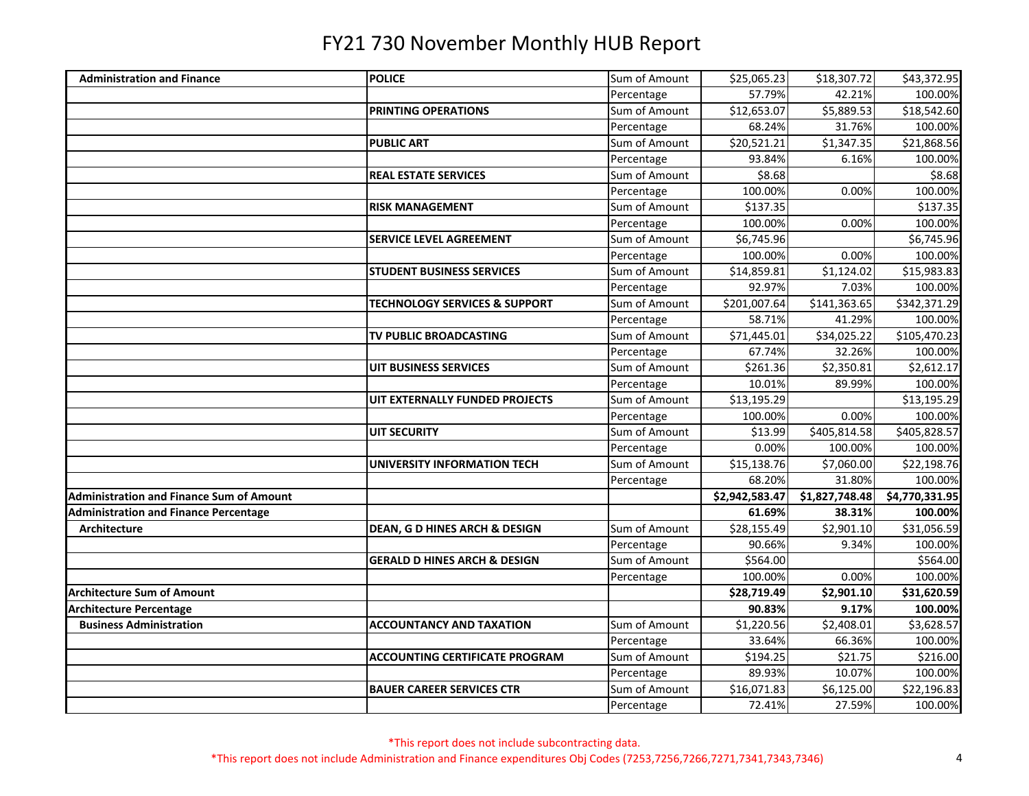# FY21 730 November Monthly HUB Report

| | | | | | |
|---|---|---|---|---|---|
| **Administration and Finance** | **POLICE** | Sum of Amount | $25,065.23 | $18,307.72 | $43,372.95 |
| | | Percentage | 57.79% | 42.21% | 100.00% |
| | **PRINTING OPERATIONS** | Sum of Amount | $12,653.07 | $5,889.53 | $18,542.60 |
| | | Percentage | 68.24% | 31.76% | 100.00% |
| | **PUBLIC ART** | Sum of Amount | $20,521.21 | $1,347.35 | $21,868.56 |
| | | Percentage | 93.84% | 6.16% | 100.00% |
| | **REAL ESTATE SERVICES** | Sum of Amount | $8.68 | | $8.68 |
| | | Percentage | 100.00% | 0.00% | 100.00% |
| | **RISK MANAGEMENT** | Sum of Amount | $137.35 | | $137.35 |
| | | Percentage | 100.00% | 0.00% | 100.00% |
| | **SERVICE LEVEL AGREEMENT** | Sum of Amount | $6,745.96 | | $6,745.96 |
| | | Percentage | 100.00% | 0.00% | 100.00% |
| | **STUDENT BUSINESS SERVICES** | Sum of Amount | $14,859.81 | $1,124.02 | $15,983.83 |
| | | Percentage | 92.97% | 7.03% | 100.00% |
| | **TECHNOLOGY SERVICES & SUPPORT** | Sum of Amount | $201,007.64 | $141,363.65 | $342,371.29 |
| | | Percentage | 58.71% | 41.29% | 100.00% |
| | **TV PUBLIC BROADCASTING** | Sum of Amount | $71,445.01 | $34,025.22 | $105,470.23 |
| | | Percentage | 67.74% | 32.26% | 100.00% |
| | **UIT BUSINESS SERVICES** | Sum of Amount | $261.36 | $2,350.81 | $2,612.17 |
| | | Percentage | 10.01% | 89.99% | 100.00% |
| | **UIT EXTERNALLY FUNDED PROJECTS** | Sum of Amount | $13,195.29 | | $13,195.29 |
| | | Percentage | 100.00% | 0.00% | 100.00% |
| | **UIT SECURITY** | Sum of Amount | $13.99 | $405,814.58 | $405,828.57 |
| | | Percentage | 0.00% | 100.00% | 100.00% |
| | **UNIVERSITY INFORMATION TECH** | Sum of Amount | $15,138.76 | $7,060.00 | $22,198.76 |
| | | Percentage | 68.20% | 31.80% | 100.00% |
| **Administration and Finance Sum of Amount** | | | **$2,942,583.47** | **$1,827,748.48** | **$4,770,331.95** |
| **Administration and Finance Percentage** | | | **61.69%** | **38.31%** | **100.00%** |
| **Architecture** | **DEAN, G D HINES ARCH & DESIGN** | Sum of Amount | $28,155.49 | $2,901.10 | $31,056.59 |
| | | Percentage | 90.66% | 9.34% | 100.00% |
| | **GERALD D HINES ARCH & DESIGN** | Sum of Amount | $564.00 | | $564.00 |
| | | Percentage | 100.00% | 0.00% | 100.00% |
| **Architecture Sum of Amount** | | | **$28,719.49** | **$2,901.10** | **$31,620.59** |
| **Architecture Percentage** | | | **90.83%** | **9.17%** | **100.00%** |
| **Business Administration** | **ACCOUNTANCY AND TAXATION** | Sum of Amount | $1,220.56 | $2,408.01 | $3,628.57 |
| | | Percentage | 33.64% | 66.36% | 100.00% |
| | **ACCOUNTING CERTIFICATE PROGRAM** | Sum of Amount | $194.25 | $21.75 | $216.00 |
| | | Percentage | 89.93% | 10.07% | 100.00% |
| | **BAUER CAREER SERVICES CTR** | Sum of Amount | $16,071.83 | $6,125.00 | $22,196.83 |
| | | Percentage | 72.41% | 27.59% | 100.00% |

*This report does not include subcontracting data.

*This report does not include Administration and Finance expenditures Obj Codes (7253,7256,7266,7271,7341,7343,7346)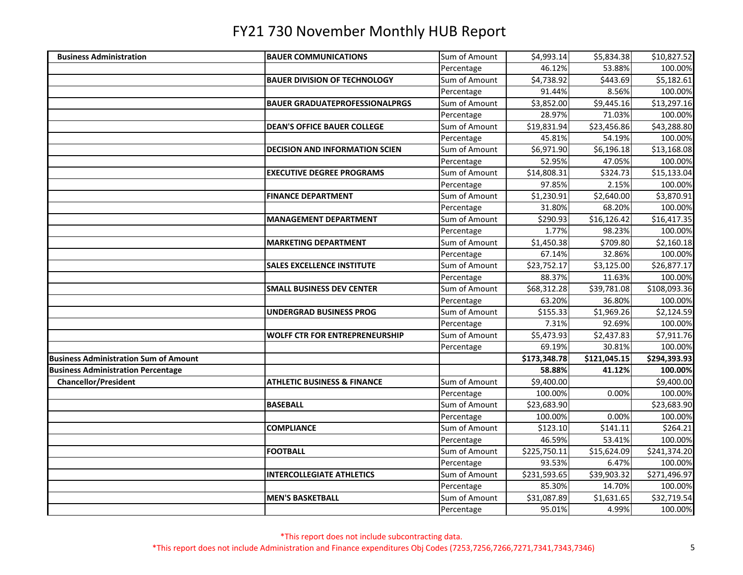# FY21 730 November Monthly HUB Report

| | | | | | |
|---|---|---|---|---|---|
| **Business Administration** | **BAUER COMMUNICATIONS** | Sum of Amount | $4,993.14 | $5,834.38 | $10,827.52 |
| | | Percentage | 46.12% | 53.88% | 100.00% |
| | **BAUER DIVISION OF TECHNOLOGY** | Sum of Amount | $4,738.92 | $443.69 | $5,182.61 |
| | | Percentage | 91.44% | 8.56% | 100.00% |
| | **BAUER GRADUATEPROFESSIONALPRGS** | Sum of Amount | $3,852.00 | $9,445.16 | $13,297.16 |
| | | Percentage | 28.97% | 71.03% | 100.00% |
| | **DEAN'S OFFICE BAUER COLLEGE** | Sum of Amount | $19,831.94 | $23,456.86 | $43,288.80 |
| | | Percentage | 45.81% | 54.19% | 100.00% |
| | **DECISION AND INFORMATION SCIEN** | Sum of Amount | $6,971.90 | $6,196.18 | $13,168.08 |
| | | Percentage | 52.95% | 47.05% | 100.00% |
| | **EXECUTIVE DEGREE PROGRAMS** | Sum of Amount | $14,808.31 | $324.73 | $15,133.04 |
| | | Percentage | 97.85% | 2.15% | 100.00% |
| | **FINANCE DEPARTMENT** | Sum of Amount | $1,230.91 | $2,640.00 | $3,870.91 |
| | | Percentage | 31.80% | 68.20% | 100.00% |
| | **MANAGEMENT DEPARTMENT** | Sum of Amount | $290.93 | $16,126.42 | $16,417.35 |
| | | Percentage | 1.77% | 98.23% | 100.00% |
| | **MARKETING DEPARTMENT** | Sum of Amount | $1,450.38 | $709.80 | $2,160.18 |
| | | Percentage | 67.14% | 32.86% | 100.00% |
| | **SALES EXCELLENCE INSTITUTE** | Sum of Amount | $23,752.17 | $3,125.00 | $26,877.17 |
| | | Percentage | 88.37% | 11.63% | 100.00% |
| | **SMALL BUSINESS DEV CENTER** | Sum of Amount | $68,312.28 | $39,781.08 | $108,093.36 |
| | | Percentage | 63.20% | 36.80% | 100.00% |
| | **UNDERGRAD BUSINESS PROG** | Sum of Amount | $155.33 | $1,969.26 | $2,124.59 |
| | | Percentage | 7.31% | 92.69% | 100.00% |
| | **WOLFF CTR FOR ENTREPRENEURSHIP** | Sum of Amount | $5,473.93 | $2,437.83 | $7,911.76 |
| | | Percentage | 69.19% | 30.81% | 100.00% |
| **Business Administration Sum of Amount** | | | **$173,348.78** | **$121,045.15** | **$294,393.93** |
| **Business Administration Percentage** | | | **58.88%** | **41.12%** | **100.00%** |
| **Chancellor/President** | **ATHLETIC BUSINESS & FINANCE** | Sum of Amount | $9,400.00 | | $9,400.00 |
| | | Percentage | 100.00% | 0.00% | 100.00% |
| | **BASEBALL** | Sum of Amount | $23,683.90 | | $23,683.90 |
| | | Percentage | 100.00% | 0.00% | 100.00% |
| | **COMPLIANCE** | Sum of Amount | $123.10 | $141.11 | $264.21 |
| | | Percentage | 46.59% | 53.41% | 100.00% |
| | **FOOTBALL** | Sum of Amount | $225,750.11 | $15,624.09 | $241,374.20 |
| | | Percentage | 93.53% | 6.47% | 100.00% |
| | **INTERCOLLEGIATE ATHLETICS** | Sum of Amount | $231,593.65 | $39,903.32 | $271,496.97 |
| | | Percentage | 85.30% | 14.70% | 100.00% |
| | **MEN'S BASKETBALL** | Sum of Amount | $31,087.89 | $1,631.65 | $32,719.54 |
| | | Percentage | 95.01% | 4.99% | 100.00% |

*This report does not include subcontracting data.

*This report does not include Administration and Finance expenditures Obj Codes (7253,7256,7266,7271,7341,7343,7346)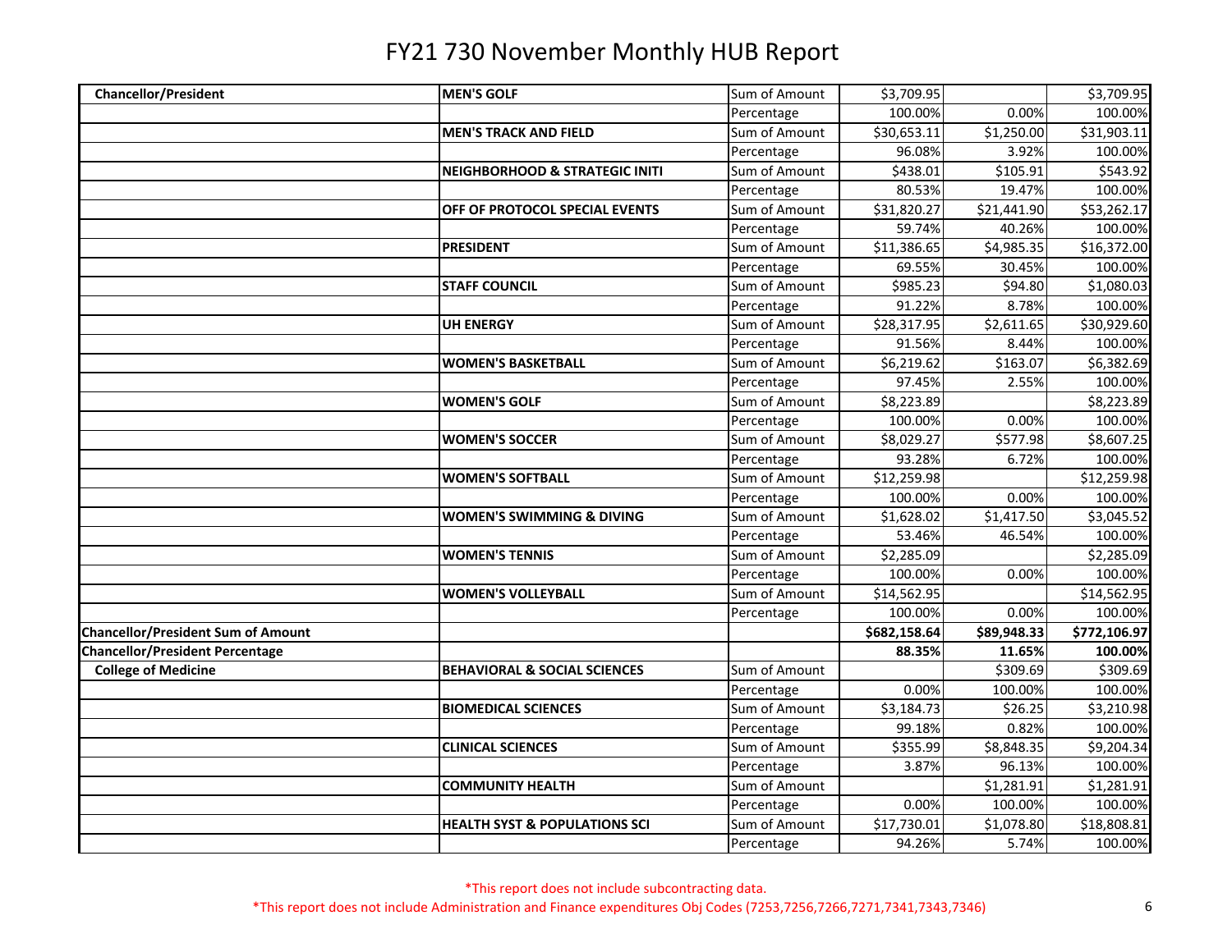# FY21 730 November Monthly HUB Report

| | | | | | |
|---|---|---|---|---|---|
| **Chancellor/President** | **MEN'S GOLF** | Sum of Amount | $3,709.95 | | $3,709.95 |
| | | Percentage | 100.00% | 0.00% | 100.00% |
| | **MEN'S TRACK AND FIELD** | Sum of Amount | $30,653.11 | $1,250.00 | $31,903.11 |
| | | Percentage | 96.08% | 3.92% | 100.00% |
| | **NEIGHBORHOOD & STRATEGIC INITI** | Sum of Amount | $438.01 | $105.91 | $543.92 |
| | | Percentage | 80.53% | 19.47% | 100.00% |
| | **OFF OF PROTOCOL SPECIAL EVENTS** | Sum of Amount | $31,820.27 | $21,441.90 | $53,262.17 |
| | | Percentage | 59.74% | 40.26% | 100.00% |
| | **PRESIDENT** | Sum of Amount | $11,386.65 | $4,985.35 | $16,372.00 |
| | | Percentage | 69.55% | 30.45% | 100.00% |
| | **STAFF COUNCIL** | Sum of Amount | $985.23 | $94.80 | $1,080.03 |
| | | Percentage | 91.22% | 8.78% | 100.00% |
| | **UH ENERGY** | Sum of Amount | $28,317.95 | $2,611.65 | $30,929.60 |
| | | Percentage | 91.56% | 8.44% | 100.00% |
| | **WOMEN'S BASKETBALL** | Sum of Amount | $6,219.62 | $163.07 | $6,382.69 |
| | | Percentage | 97.45% | 2.55% | 100.00% |
| | **WOMEN'S GOLF** | Sum of Amount | $8,223.89 | | $8,223.89 |
| | | Percentage | 100.00% | 0.00% | 100.00% |
| | **WOMEN'S SOCCER** | Sum of Amount | $8,029.27 | $577.98 | $8,607.25 |
| | | Percentage | 93.28% | 6.72% | 100.00% |
| | **WOMEN'S SOFTBALL** | Sum of Amount | $12,259.98 | | $12,259.98 |
| | | Percentage | 100.00% | 0.00% | 100.00% |
| | **WOMEN'S SWIMMING & DIVING** | Sum of Amount | $1,628.02 | $1,417.50 | $3,045.52 |
| | | Percentage | 53.46% | 46.54% | 100.00% |
| | **WOMEN'S TENNIS** | Sum of Amount | $2,285.09 | | $2,285.09 |
| | | Percentage | 100.00% | 0.00% | 100.00% |
| | **WOMEN'S VOLLEYBALL** | Sum of Amount | $14,562.95 | | $14,562.95 |
| | | Percentage | 100.00% | 0.00% | 100.00% |
| **Chancellor/President Sum of Amount** | | | **$682,158.64** | **$89,948.33** | **$772,106.97** |
| **Chancellor/President Percentage** | | | **88.35%** | **11.65%** | **100.00%** |
| **College of Medicine** | **BEHAVIORAL & SOCIAL SCIENCES** | Sum of Amount | | $309.69 | $309.69 |
| | | Percentage | 0.00% | 100.00% | 100.00% |
| | **BIOMEDICAL SCIENCES** | Sum of Amount | $3,184.73 | $26.25 | $3,210.98 |
| | | Percentage | 99.18% | 0.82% | 100.00% |
| | **CLINICAL SCIENCES** | Sum of Amount | $355.99 | $8,848.35 | $9,204.34 |
| | | Percentage | 3.87% | 96.13% | 100.00% |
| | **COMMUNITY HEALTH** | Sum of Amount | | $1,281.91 | $1,281.91 |
| | | Percentage | 0.00% | 100.00% | 100.00% |
| | **HEALTH SYST & POPULATIONS SCI** | Sum of Amount | $17,730.01 | $1,078.80 | $18,808.81 |
| | | Percentage | 94.26% | 5.74% | 100.00% |

*This report does not include subcontracting data.

*This report does not include Administration and Finance expenditures Obj Codes (7253,7256,7266,7271,7341,7343,7346)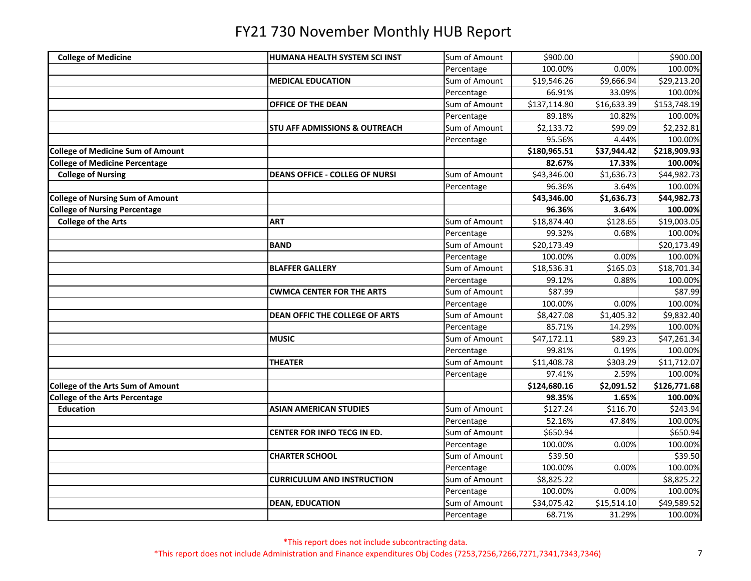# FY21 730 November Monthly HUB Report

| | | | | | |
|---|---|---|---|---|---|
| **College of Medicine** | **HUMANA HEALTH SYSTEM SCI INST** | Sum of Amount | $900.00 | | $900.00 |
| | | Percentage | 100.00% | 0.00% | 100.00% |
| | **MEDICAL EDUCATION** | Sum of Amount | $19,546.26 | $9,666.94 | $29,213.20 |
| | | Percentage | 66.91% | 33.09% | 100.00% |
| | **OFFICE OF THE DEAN** | Sum of Amount | $137,114.80 | $16,633.39 | $153,748.19 |
| | | Percentage | 89.18% | 10.82% | 100.00% |
| | **STU AFF ADMISSIONS & OUTREACH** | Sum of Amount | $2,133.72 | $99.09 | $2,232.81 |
| | | Percentage | 95.56% | 4.44% | 100.00% |
| **College of Medicine Sum of Amount** | | | **$180,965.51** | **$37,944.42** | **$218,909.93** |
| **College of Medicine Percentage** | | | **82.67%** | **17.33%** | **100.00%** |
| **College of Nursing** | **DEANS OFFICE - COLLEG OF NURSI** | Sum of Amount | $43,346.00 | $1,636.73 | $44,982.73 |
| | | Percentage | 96.36% | 3.64% | 100.00% |
| **College of Nursing Sum of Amount** | | | **$43,346.00** | **$1,636.73** | **$44,982.73** |
| **College of Nursing Percentage** | | | **96.36%** | **3.64%** | **100.00%** |
| **College of the Arts** | **ART** | Sum of Amount | $18,874.40 | $128.65 | $19,003.05 |
| | | Percentage | 99.32% | 0.68% | 100.00% |
| | **BAND** | Sum of Amount | $20,173.49 | | $20,173.49 |
| | | Percentage | 100.00% | 0.00% | 100.00% |
| | **BLAFFER GALLERY** | Sum of Amount | $18,536.31 | $165.03 | $18,701.34 |
| | | Percentage | 99.12% | 0.88% | 100.00% |
| | **CWMCA CENTER FOR THE ARTS** | Sum of Amount | $87.99 | | $87.99 |
| | | Percentage | 100.00% | 0.00% | 100.00% |
| | **DEAN OFFIC THE COLLEGE OF ARTS** | Sum of Amount | $8,427.08 | $1,405.32 | $9,832.40 |
| | | Percentage | 85.71% | 14.29% | 100.00% |
| | **MUSIC** | Sum of Amount | $47,172.11 | $89.23 | $47,261.34 |
| | | Percentage | 99.81% | 0.19% | 100.00% |
| | **THEATER** | Sum of Amount | $11,408.78 | $303.29 | $11,712.07 |
| | | Percentage | 97.41% | 2.59% | 100.00% |
| **College of the Arts Sum of Amount** | | | **$124,680.16** | **$2,091.52** | **$126,771.68** |
| **College of the Arts Percentage** | | | **98.35%** | **1.65%** | **100.00%** |
| **Education** | **ASIAN AMERICAN STUDIES** | Sum of Amount | $127.24 | $116.70 | $243.94 |
| | | Percentage | 52.16% | 47.84% | 100.00% |
| | **CENTER FOR INFO TECG IN ED.** | Sum of Amount | $650.94 | | $650.94 |
| | | Percentage | 100.00% | 0.00% | 100.00% |
| | **CHARTER SCHOOL** | Sum of Amount | $39.50 | | $39.50 |
| | | Percentage | 100.00% | 0.00% | 100.00% |
| | **CURRICULUM AND INSTRUCTION** | Sum of Amount | $8,825.22 | | $8,825.22 |
| | | Percentage | 100.00% | 0.00% | 100.00% |
| | **DEAN, EDUCATION** | Sum of Amount | $34,075.42 | $15,514.10 | $49,589.52 |
| | | Percentage | 68.71% | 31.29% | 100.00% |

*This report does not include subcontracting data.

*This report does not include Administration and Finance expenditures Obj Codes (7253,7256,7266,7271,7341,7343,7346)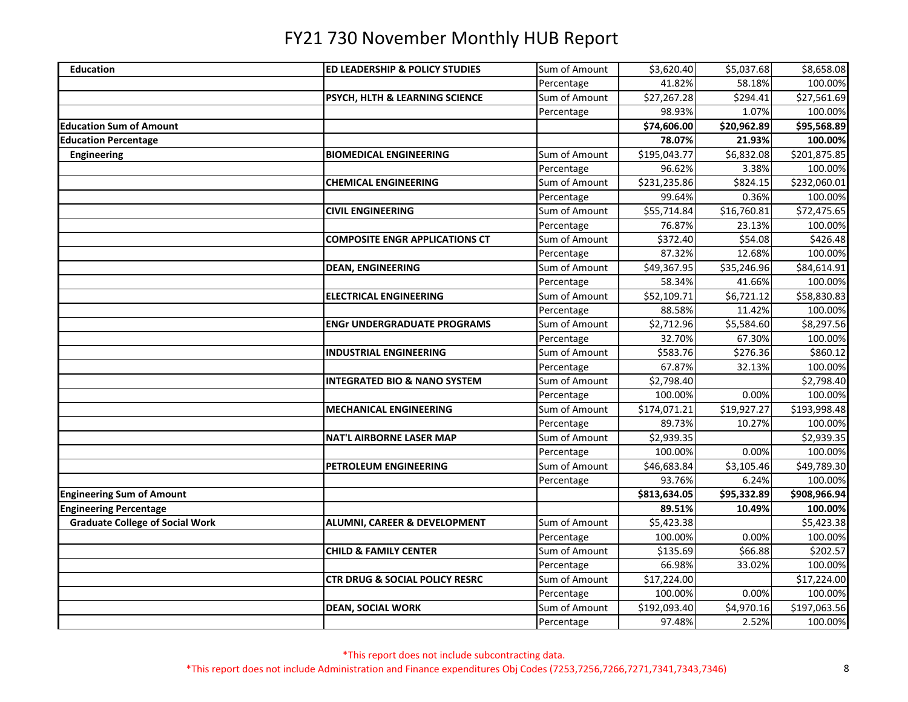# FY21 730 November Monthly HUB Report

| | | | | | |
|---|---|---|---|---|---|
| **Education** | **ED LEADERSHIP & POLICY STUDIES** | Sum of Amount | $3,620.40 | $5,037.68 | $8,658.08 |
| | | Percentage | 41.82% | 58.18% | 100.00% |
| | **PSYCH, HLTH & LEARNING SCIENCE** | Sum of Amount | $27,267.28 | $294.41 | $27,561.69 |
| | | Percentage | 98.93% | 1.07% | 100.00% |
| **Education Sum of Amount** | | | **$74,606.00** | **$20,962.89** | **$95,568.89** |
| **Education Percentage** | | | **78.07%** | **21.93%** | **100.00%** |
| **Engineering** | **BIOMEDICAL ENGINEERING** | Sum of Amount | $195,043.77 | $6,832.08 | $201,875.85 |
| | | Percentage | 96.62% | 3.38% | 100.00% |
| | **CHEMICAL ENGINEERING** | Sum of Amount | $231,235.86 | $824.15 | $232,060.01 |
| | | Percentage | 99.64% | 0.36% | 100.00% |
| | **CIVIL ENGINEERING** | Sum of Amount | $55,714.84 | $16,760.81 | $72,475.65 |
| | | Percentage | 76.87% | 23.13% | 100.00% |
| | **COMPOSITE ENGR APPLICATIONS CT** | Sum of Amount | $372.40 | $54.08 | $426.48 |
| | | Percentage | 87.32% | 12.68% | 100.00% |
| | **DEAN, ENGINEERING** | Sum of Amount | $49,367.95 | $35,246.96 | $84,614.91 |
| | | Percentage | 58.34% | 41.66% | 100.00% |
| | **ELECTRICAL ENGINEERING** | Sum of Amount | $52,109.71 | $6,721.12 | $58,830.83 |
| | | Percentage | 88.58% | 11.42% | 100.00% |
| | **ENGr UNDERGRADUATE PROGRAMS** | Sum of Amount | $2,712.96 | $5,584.60 | $8,297.56 |
| | | Percentage | 32.70% | 67.30% | 100.00% |
| | **INDUSTRIAL ENGINEERING** | Sum of Amount | $583.76 | $276.36 | $860.12 |
| | | Percentage | 67.87% | 32.13% | 100.00% |
| | **INTEGRATED BIO & NANO SYSTEM** | Sum of Amount | $2,798.40 | | $2,798.40 |
| | | Percentage | 100.00% | 0.00% | 100.00% |
| | **MECHANICAL ENGINEERING** | Sum of Amount | $174,071.21 | $19,927.27 | $193,998.48 |
| | | Percentage | 89.73% | 10.27% | 100.00% |
| | **NAT'L AIRBORNE LASER MAP** | Sum of Amount | $2,939.35 | | $2,939.35 |
| | | Percentage | 100.00% | 0.00% | 100.00% |
| | **PETROLEUM ENGINEERING** | Sum of Amount | $46,683.84 | $3,105.46 | $49,789.30 |
| | | Percentage | 93.76% | 6.24% | 100.00% |
| **Engineering Sum of Amount** | | | **$813,634.05** | **$95,332.89** | **$908,966.94** |
| **Engineering Percentage** | | | **89.51%** | **10.49%** | **100.00%** |
| **Graduate College of Social Work** | **ALUMNI, CAREER & DEVELOPMENT** | Sum of Amount | $5,423.38 | | $5,423.38 |
| | | Percentage | 100.00% | 0.00% | 100.00% |
| | **CHILD & FAMILY CENTER** | Sum of Amount | $135.69 | $66.88 | $202.57 |
| | | Percentage | 66.98% | 33.02% | 100.00% |
| | **CTR DRUG & SOCIAL POLICY RESRC** | Sum of Amount | $17,224.00 | | $17,224.00 |
| | | Percentage | 100.00% | 0.00% | 100.00% |
| | **DEAN, SOCIAL WORK** | Sum of Amount | $192,093.40 | $4,970.16 | $197,063.56 |
| | | Percentage | 97.48% | 2.52% | 100.00% |

*This report does not include subcontracting data.

*This report does not include Administration and Finance expenditures Obj Codes (7253,7256,7266,7271,7341,7343,7346)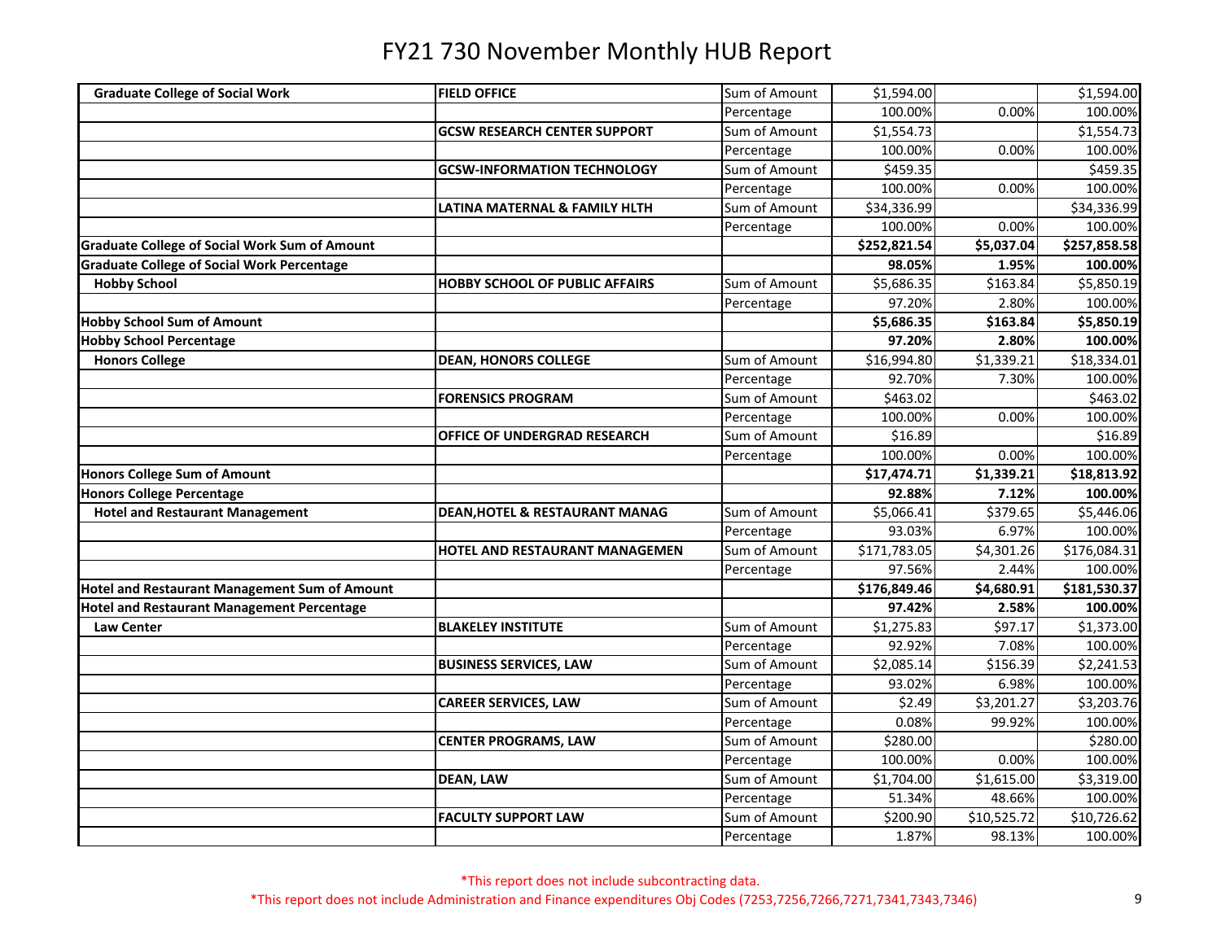# FY21 730 November Monthly HUB Report

| | | | | | |
|---|---|---|---|---|---|
| **Graduate College of Social Work** | **FIELD OFFICE** | Sum of Amount | $1,594.00 | | $1,594.00 |
| | | Percentage | 100.00% | 0.00% | 100.00% |
| | **GCSW RESEARCH CENTER SUPPORT** | Sum of Amount | $1,554.73 | | $1,554.73 |
| | | Percentage | 100.00% | 0.00% | 100.00% |
| | **GCSW-INFORMATION TECHNOLOGY** | Sum of Amount | $459.35 | | $459.35 |
| | | Percentage | 100.00% | 0.00% | 100.00% |
| | **LATINA MATERNAL & FAMILY HLTH** | Sum of Amount | $34,336.99 | | $34,336.99 |
| | | Percentage | 100.00% | 0.00% | 100.00% |
| **Graduate College of Social Work Sum of Amount** | | | **$252,821.54** | **$5,037.04** | **$257,858.58** |
| **Graduate College of Social Work Percentage** | | | **98.05%** | **1.95%** | **100.00%** |
| **Hobby School** | **HOBBY SCHOOL OF PUBLIC AFFAIRS** | Sum of Amount | $5,686.35 | $163.84 | $5,850.19 |
| | | Percentage | 97.20% | 2.80% | 100.00% |
| **Hobby School Sum of Amount** | | | **$5,686.35** | **$163.84** | **$5,850.19** |
| **Hobby School Percentage** | | | **97.20%** | **2.80%** | **100.00%** |
| **Honors College** | **DEAN, HONORS COLLEGE** | Sum of Amount | $16,994.80 | $1,339.21 | $18,334.01 |
| | | Percentage | 92.70% | 7.30% | 100.00% |
| | **FORENSICS PROGRAM** | Sum of Amount | $463.02 | | $463.02 |
| | | Percentage | 100.00% | 0.00% | 100.00% |
| | **OFFICE OF UNDERGRAD RESEARCH** | Sum of Amount | $16.89 | | $16.89 |
| | | Percentage | 100.00% | 0.00% | 100.00% |
| **Honors College Sum of Amount** | | | **$17,474.71** | **$1,339.21** | **$18,813.92** |
| **Honors College Percentage** | | | **92.88%** | **7.12%** | **100.00%** |
| **Hotel and Restaurant Management** | **DEAN,HOTEL & RESTAURANT MANAG** | Sum of Amount | $5,066.41 | $379.65 | $5,446.06 |
| | | Percentage | 93.03% | 6.97% | 100.00% |
| | **HOTEL AND RESTAURANT MANAGEMEN** | Sum of Amount | $171,783.05 | $4,301.26 | $176,084.31 |
| | | Percentage | 97.56% | 2.44% | 100.00% |
| **Hotel and Restaurant Management Sum of Amount** | | | **$176,849.46** | **$4,680.91** | **$181,530.37** |
| **Hotel and Restaurant Management Percentage** | | | **97.42%** | **2.58%** | **100.00%** |
| **Law Center** | **BLAKELEY INSTITUTE** | Sum of Amount | $1,275.83 | $97.17 | $1,373.00 |
| | | Percentage | 92.92% | 7.08% | 100.00% |
| | **BUSINESS SERVICES, LAW** | Sum of Amount | $2,085.14 | $156.39 | $2,241.53 |
| | | Percentage | 93.02% | 6.98% | 100.00% |
| | **CAREER SERVICES, LAW** | Sum of Amount | $2.49 | $3,201.27 | $3,203.76 |
| | | Percentage | 0.08% | 99.92% | 100.00% |
| | **CENTER PROGRAMS, LAW** | Sum of Amount | $280.00 | | $280.00 |
| | | Percentage | 100.00% | 0.00% | 100.00% |
| | **DEAN, LAW** | Sum of Amount | $1,704.00 | $1,615.00 | $3,319.00 |
| | | Percentage | 51.34% | 48.66% | 100.00% |
| | **FACULTY SUPPORT LAW** | Sum of Amount | $200.90 | $10,525.72 | $10,726.62 |
| | | Percentage | 1.87% | 98.13% | 100.00% |

*This report does not include subcontracting data.

*This report does not include Administration and Finance expenditures Obj Codes (7253,7256,7266,7271,7341,7343,7346)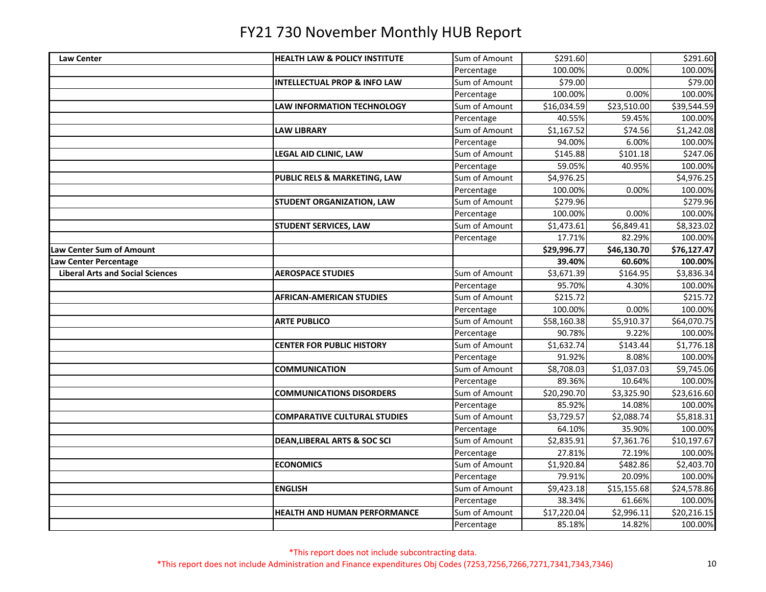# FY21 730 November Monthly HUB Report

| | | | | | |
|---|---|---|---|---|---|
| **Law Center** | **HEALTH LAW & POLICY INSTITUTE** | Sum of Amount | $291.60 | | $291.60 |
| | | Percentage | 100.00% | 0.00% | 100.00% |
| | **INTELLECTUAL PROP & INFO LAW** | Sum of Amount | $79.00 | | $79.00 |
| | | Percentage | 100.00% | 0.00% | 100.00% |
| | **LAW INFORMATION TECHNOLOGY** | Sum of Amount | $16,034.59 | $23,510.00 | $39,544.59 |
| | | Percentage | 40.55% | 59.45% | 100.00% |
| | **LAW LIBRARY** | Sum of Amount | $1,167.52 | $74.56 | $1,242.08 |
| | | Percentage | 94.00% | 6.00% | 100.00% |
| | **LEGAL AID CLINIC, LAW** | Sum of Amount | $145.88 | $101.18 | $247.06 |
| | | Percentage | 59.05% | 40.95% | 100.00% |
| | **PUBLIC RELS & MARKETING, LAW** | Sum of Amount | $4,976.25 | | $4,976.25 |
| | | Percentage | 100.00% | 0.00% | 100.00% |
| | **STUDENT ORGANIZATION, LAW** | Sum of Amount | $279.96 | | $279.96 |
| | | Percentage | 100.00% | 0.00% | 100.00% |
| | **STUDENT SERVICES, LAW** | Sum of Amount | $1,473.61 | $6,849.41 | $8,323.02 |
| | | Percentage | 17.71% | 82.29% | 100.00% |
| **Law Center Sum of Amount** | | | **$29,996.77** | **$46,130.70** | **$76,127.47** |
| **Law Center Percentage** | | | **39.40%** | **60.60%** | **100.00%** |
| **Liberal Arts and Social Sciences** | **AEROSPACE STUDIES** | Sum of Amount | $3,671.39 | $164.95 | $3,836.34 |
| | | Percentage | 95.70% | 4.30% | 100.00% |
| | **AFRICAN-AMERICAN STUDIES** | Sum of Amount | $215.72 | | $215.72 |
| | | Percentage | 100.00% | 0.00% | 100.00% |
| | **ARTE PUBLICO** | Sum of Amount | $58,160.38 | $5,910.37 | $64,070.75 |
| | | Percentage | 90.78% | 9.22% | 100.00% |
| | **CENTER FOR PUBLIC HISTORY** | Sum of Amount | $1,632.74 | $143.44 | $1,776.18 |
| | | Percentage | 91.92% | 8.08% | 100.00% |
| | **COMMUNICATION** | Sum of Amount | $8,708.03 | $1,037.03 | $9,745.06 |
| | | Percentage | 89.36% | 10.64% | 100.00% |
| | **COMMUNICATIONS DISORDERS** | Sum of Amount | $20,290.70 | $3,325.90 | $23,616.60 |
| | | Percentage | 85.92% | 14.08% | 100.00% |
| | **COMPARATIVE CULTURAL STUDIES** | Sum of Amount | $3,729.57 | $2,088.74 | $5,818.31 |
| | | Percentage | 64.10% | 35.90% | 100.00% |
| | **DEAN,LIBERAL ARTS & SOC SCI** | Sum of Amount | $2,835.91 | $7,361.76 | $10,197.67 |
| | | Percentage | 27.81% | 72.19% | 100.00% |
| | **ECONOMICS** | Sum of Amount | $1,920.84 | $482.86 | $2,403.70 |
| | | Percentage | 79.91% | 20.09% | 100.00% |
| | **ENGLISH** | Sum of Amount | $9,423.18 | $15,155.68 | $24,578.86 |
| | | Percentage | 38.34% | 61.66% | 100.00% |
| | **HEALTH AND HUMAN PERFORMANCE** | Sum of Amount | $17,220.04 | $2,996.11 | $20,216.15 |
| | | Percentage | 85.18% | 14.82% | 100.00% |

*This report does not include subcontracting data.

*This report does not include Administration and Finance expenditures Obj Codes (7253,7256,7266,7271,7341,7343,7346)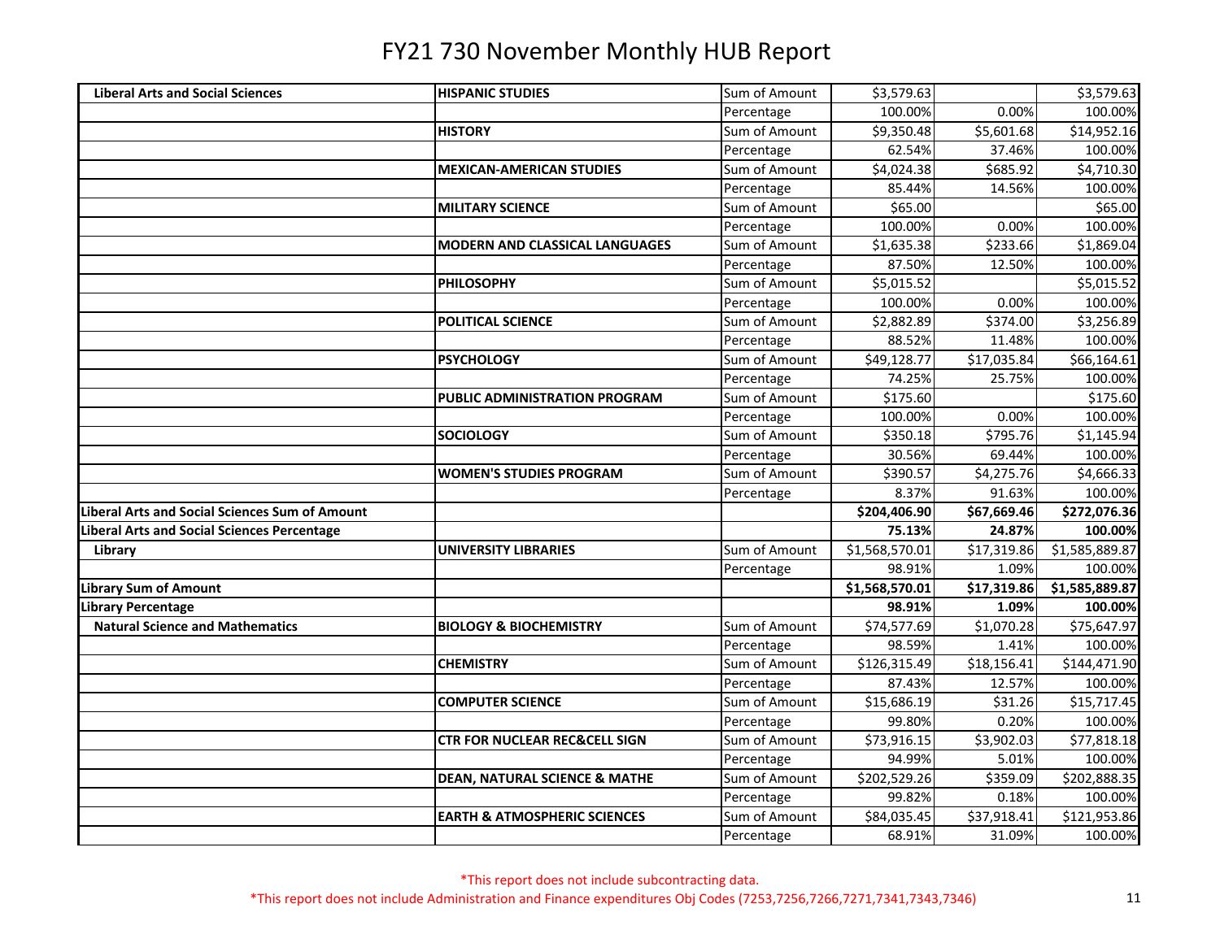# FY21 730 November Monthly HUB Report

| | | | | | |
|---|---|---|---|---|---|
| **Liberal Arts and Social Sciences** | **HISPANIC STUDIES** | Sum of Amount | $3,579.63 | | $3,579.63 |
| | | Percentage | 100.00% | 0.00% | 100.00% |
| | **HISTORY** | Sum of Amount | $9,350.48 | $5,601.68 | $14,952.16 |
| | | Percentage | 62.54% | 37.46% | 100.00% |
| | **MEXICAN-AMERICAN STUDIES** | Sum of Amount | $4,024.38 | $685.92 | $4,710.30 |
| | | Percentage | 85.44% | 14.56% | 100.00% |
| | **MILITARY SCIENCE** | Sum of Amount | $65.00 | | $65.00 |
| | | Percentage | 100.00% | 0.00% | 100.00% |
| | **MODERN AND CLASSICAL LANGUAGES** | Sum of Amount | $1,635.38 | $233.66 | $1,869.04 |
| | | Percentage | 87.50% | 12.50% | 100.00% |
| | **PHILOSOPHY** | Sum of Amount | $5,015.52 | | $5,015.52 |
| | | Percentage | 100.00% | 0.00% | 100.00% |
| | **POLITICAL SCIENCE** | Sum of Amount | $2,882.89 | $374.00 | $3,256.89 |
| | | Percentage | 88.52% | 11.48% | 100.00% |
| | **PSYCHOLOGY** | Sum of Amount | $49,128.77 | $17,035.84 | $66,164.61 |
| | | Percentage | 74.25% | 25.75% | 100.00% |
| | **PUBLIC ADMINISTRATION PROGRAM** | Sum of Amount | $175.60 | | $175.60 |
| | | Percentage | 100.00% | 0.00% | 100.00% |
| | **SOCIOLOGY** | Sum of Amount | $350.18 | $795.76 | $1,145.94 |
| | | Percentage | 30.56% | 69.44% | 100.00% |
| | **WOMEN'S STUDIES PROGRAM** | Sum of Amount | $390.57 | $4,275.76 | $4,666.33 |
| | | Percentage | 8.37% | 91.63% | 100.00% |
| **Liberal Arts and Social Sciences Sum of Amount** | | | **$204,406.90** | **$67,669.46** | **$272,076.36** |
| **Liberal Arts and Social Sciences Percentage** | | | **75.13%** | **24.87%** | **100.00%** |
| **Library** | **UNIVERSITY LIBRARIES** | Sum of Amount | $1,568,570.01 | $17,319.86 | $1,585,889.87 |
| | | Percentage | 98.91% | 1.09% | 100.00% |
| **Library Sum of Amount** | | | **$1,568,570.01** | **$17,319.86** | **$1,585,889.87** |
| **Library Percentage** | | | **98.91%** | **1.09%** | **100.00%** |
| **Natural Science and Mathematics** | **BIOLOGY & BIOCHEMISTRY** | Sum of Amount | $74,577.69 | $1,070.28 | $75,647.97 |
| | | Percentage | 98.59% | 1.41% | 100.00% |
| | **CHEMISTRY** | Sum of Amount | $126,315.49 | $18,156.41 | $144,471.90 |
| | | Percentage | 87.43% | 12.57% | 100.00% |
| | **COMPUTER SCIENCE** | Sum of Amount | $15,686.19 | $31.26 | $15,717.45 |
| | | Percentage | 99.80% | 0.20% | 100.00% |
| | **CTR FOR NUCLEAR REC&CELL SIGN** | Sum of Amount | $73,916.15 | $3,902.03 | $77,818.18 |
| | | Percentage | 94.99% | 5.01% | 100.00% |
| | **DEAN, NATURAL SCIENCE & MATHE** | Sum of Amount | $202,529.26 | $359.09 | $202,888.35 |
| | | Percentage | 99.82% | 0.18% | 100.00% |
| | **EARTH & ATMOSPHERIC SCIENCES** | Sum of Amount | $84,035.45 | $37,918.41 | $121,953.86 |
| | | Percentage | 68.91% | 31.09% | 100.00% |

*This report does not include subcontracting data.

*This report does not include Administration and Finance expenditures Obj Codes (7253,7256,7266,7271,7341,7343,7346)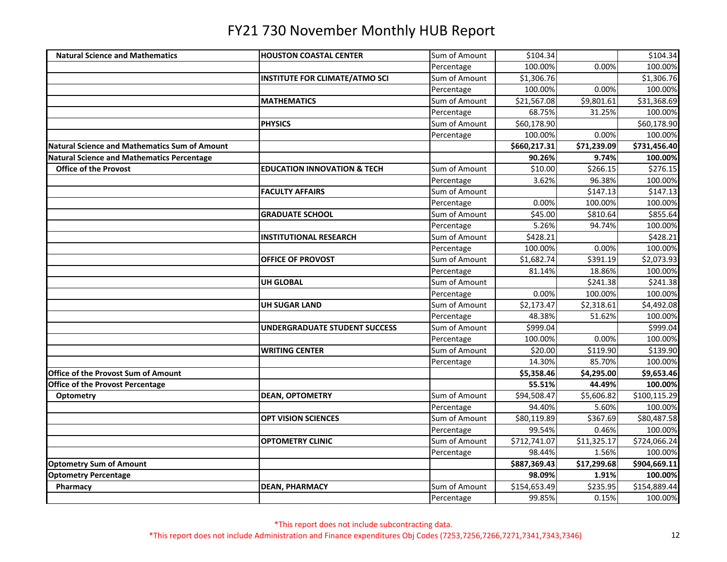# FY21 730 November Monthly HUB Report

| | | | | | |
|---|---|---|---|---|---|
| **Natural Science and Mathematics** | **HOUSTON COASTAL CENTER** | Sum of Amount | $104.34 | | $104.34 |
| | | Percentage | 100.00% | 0.00% | 100.00% |
| | **INSTITUTE FOR CLIMATE/ATMO SCI** | Sum of Amount | $1,306.76 | | $1,306.76 |
| | | Percentage | 100.00% | 0.00% | 100.00% |
| | **MATHEMATICS** | Sum of Amount | $21,567.08 | $9,801.61 | $31,368.69 |
| | | Percentage | 68.75% | 31.25% | 100.00% |
| | **PHYSICS** | Sum of Amount | $60,178.90 | | $60,178.90 |
| | | Percentage | 100.00% | 0.00% | 100.00% |
| **Natural Science and Mathematics Sum of Amount** | | | **$660,217.31** | **$71,239.09** | **$731,456.40** |
| **Natural Science and Mathematics Percentage** | | | **90.26%** | **9.74%** | **100.00%** |
| **Office of the Provost** | **EDUCATION INNOVATION & TECH** | Sum of Amount | $10.00 | $266.15 | $276.15 |
| | | Percentage | 3.62% | 96.38% | 100.00% |
| | **FACULTY AFFAIRS** | Sum of Amount | | $147.13 | $147.13 |
| | | Percentage | 0.00% | 100.00% | 100.00% |
| | **GRADUATE SCHOOL** | Sum of Amount | $45.00 | $810.64 | $855.64 |
| | | Percentage | 5.26% | 94.74% | 100.00% |
| | **INSTITUTIONAL RESEARCH** | Sum of Amount | $428.21 | | $428.21 |
| | | Percentage | 100.00% | 0.00% | 100.00% |
| | **OFFICE OF PROVOST** | Sum of Amount | $1,682.74 | $391.19 | $2,073.93 |
| | | Percentage | 81.14% | 18.86% | 100.00% |
| | **UH GLOBAL** | Sum of Amount | | $241.38 | $241.38 |
| | | Percentage | 0.00% | 100.00% | 100.00% |
| | **UH SUGAR LAND** | Sum of Amount | $2,173.47 | $2,318.61 | $4,492.08 |
| | | Percentage | 48.38% | 51.62% | 100.00% |
| | **UNDERGRADUATE STUDENT SUCCESS** | Sum of Amount | $999.04 | | $999.04 |
| | | Percentage | 100.00% | 0.00% | 100.00% |
| | **WRITING CENTER** | Sum of Amount | $20.00 | $119.90 | $139.90 |
| | | Percentage | 14.30% | 85.70% | 100.00% |
| **Office of the Provost Sum of Amount** | | | **$5,358.46** | **$4,295.00** | **$9,653.46** |
| **Office of the Provost Percentage** | | | **55.51%** | **44.49%** | **100.00%** |
| **Optometry** | **DEAN, OPTOMETRY** | Sum of Amount | $94,508.47 | $5,606.82 | $100,115.29 |
| | | Percentage | 94.40% | 5.60% | 100.00% |
| | **OPT VISION SCIENCES** | Sum of Amount | $80,119.89 | $367.69 | $80,487.58 |
| | | Percentage | 99.54% | 0.46% | 100.00% |
| | **OPTOMETRY CLINIC** | Sum of Amount | $712,741.07 | $11,325.17 | $724,066.24 |
| | | Percentage | 98.44% | 1.56% | 100.00% |
| **Optometry Sum of Amount** | | | **$887,369.43** | **$17,299.68** | **$904,669.11** |
| **Optometry Percentage** | | | **98.09%** | **1.91%** | **100.00%** |
| **Pharmacy** | **DEAN, PHARMACY** | Sum of Amount | $154,653.49 | $235.95 | $154,889.44 |
| | | Percentage | 99.85% | 0.15% | 100.00% |

*This report does not include subcontracting data.

*This report does not include Administration and Finance expenditures Obj Codes (7253,7256,7266,7271,7341,7343,7346)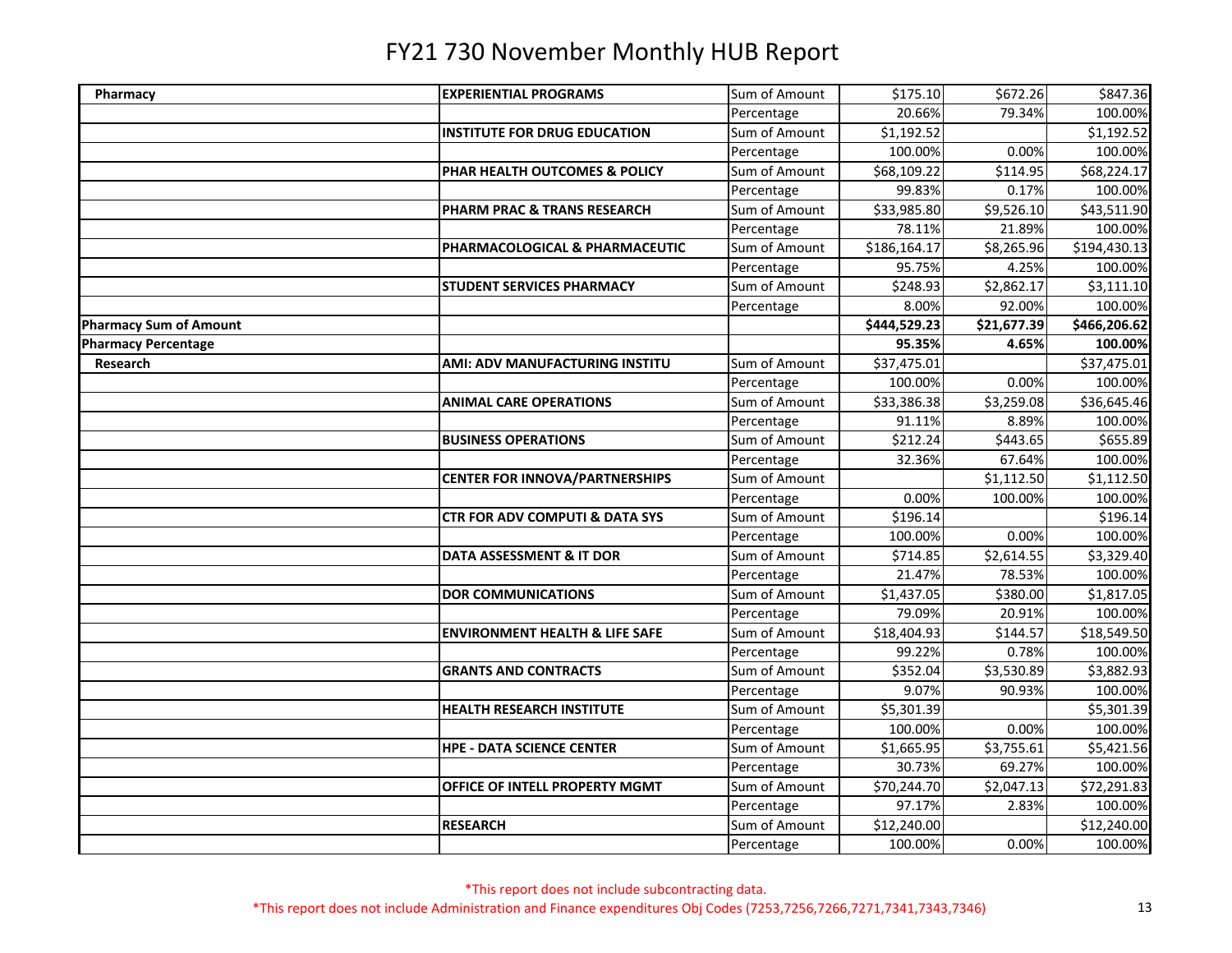# FY21 730 November Monthly HUB Report

| | | | | | |
|---|---|---|---|---|---|
| **Pharmacy** | **EXPERIENTIAL PROGRAMS** | Sum of Amount | $175.10 | $672.26 | $847.36 |
| | | Percentage | 20.66% | 79.34% | 100.00% |
| | **INSTITUTE FOR DRUG EDUCATION** | Sum of Amount | $1,192.52 | | $1,192.52 |
| | | Percentage | 100.00% | 0.00% | 100.00% |
| | **PHAR HEALTH OUTCOMES & POLICY** | Sum of Amount | $68,109.22 | $114.95 | $68,224.17 |
| | | Percentage | 99.83% | 0.17% | 100.00% |
| | **PHARM PRAC & TRANS RESEARCH** | Sum of Amount | $33,985.80 | $9,526.10 | $43,511.90 |
| | | Percentage | 78.11% | 21.89% | 100.00% |
| | **PHARMACOLOGICAL & PHARMACEUTIC** | Sum of Amount | $186,164.17 | $8,265.96 | $194,430.13 |
| | | Percentage | 95.75% | 4.25% | 100.00% |
| | **STUDENT SERVICES PHARMACY** | Sum of Amount | $248.93 | $2,862.17 | $3,111.10 |
| | | Percentage | 8.00% | 92.00% | 100.00% |
| **Pharmacy Sum of Amount** | | | **$444,529.23** | **$21,677.39** | **$466,206.62** |
| **Pharmacy Percentage** | | | **95.35%** | **4.65%** | **100.00%** |
| **Research** | **AMI: ADV MANUFACTURING INSTITU** | Sum of Amount | $37,475.01 | | $37,475.01 |
| | | Percentage | 100.00% | 0.00% | 100.00% |
| | **ANIMAL CARE OPERATIONS** | Sum of Amount | $33,386.38 | $3,259.08 | $36,645.46 |
| | | Percentage | 91.11% | 8.89% | 100.00% |
| | **BUSINESS OPERATIONS** | Sum of Amount | $212.24 | $443.65 | $655.89 |
| | | Percentage | 32.36% | 67.64% | 100.00% |
| | **CENTER FOR INNOVA/PARTNERSHIPS** | Sum of Amount | | $1,112.50 | $1,112.50 |
| | | Percentage | 0.00% | 100.00% | 100.00% |
| | **CTR FOR ADV COMPUTI & DATA SYS** | Sum of Amount | $196.14 | | $196.14 |
| | | Percentage | 100.00% | 0.00% | 100.00% |
| | **DATA ASSESSMENT & IT DOR** | Sum of Amount | $714.85 | $2,614.55 | $3,329.40 |
| | | Percentage | 21.47% | 78.53% | 100.00% |
| | **DOR COMMUNICATIONS** | Sum of Amount | $1,437.05 | $380.00 | $1,817.05 |
| | | Percentage | 79.09% | 20.91% | 100.00% |
| | **ENVIRONMENT HEALTH & LIFE SAFE** | Sum of Amount | $18,404.93 | $144.57 | $18,549.50 |
| | | Percentage | 99.22% | 0.78% | 100.00% |
| | **GRANTS AND CONTRACTS** | Sum of Amount | $352.04 | $3,530.89 | $3,882.93 |
| | | Percentage | 9.07% | 90.93% | 100.00% |
| | **HEALTH RESEARCH INSTITUTE** | Sum of Amount | $5,301.39 | | $5,301.39 |
| | | Percentage | 100.00% | 0.00% | 100.00% |
| | **HPE - DATA SCIENCE CENTER** | Sum of Amount | $1,665.95 | $3,755.61 | $5,421.56 |
| | | Percentage | 30.73% | 69.27% | 100.00% |
| | **OFFICE OF INTELL PROPERTY MGMT** | Sum of Amount | $70,244.70 | $2,047.13 | $72,291.83 |
| | | Percentage | 97.17% | 2.83% | 100.00% |
| | **RESEARCH** | Sum of Amount | $12,240.00 | | $12,240.00 |
| | | Percentage | 100.00% | 0.00% | 100.00% |

*This report does not include subcontracting data.

*This report does not include Administration and Finance expenditures Obj Codes (7253,7256,7266,7271,7341,7343,7346)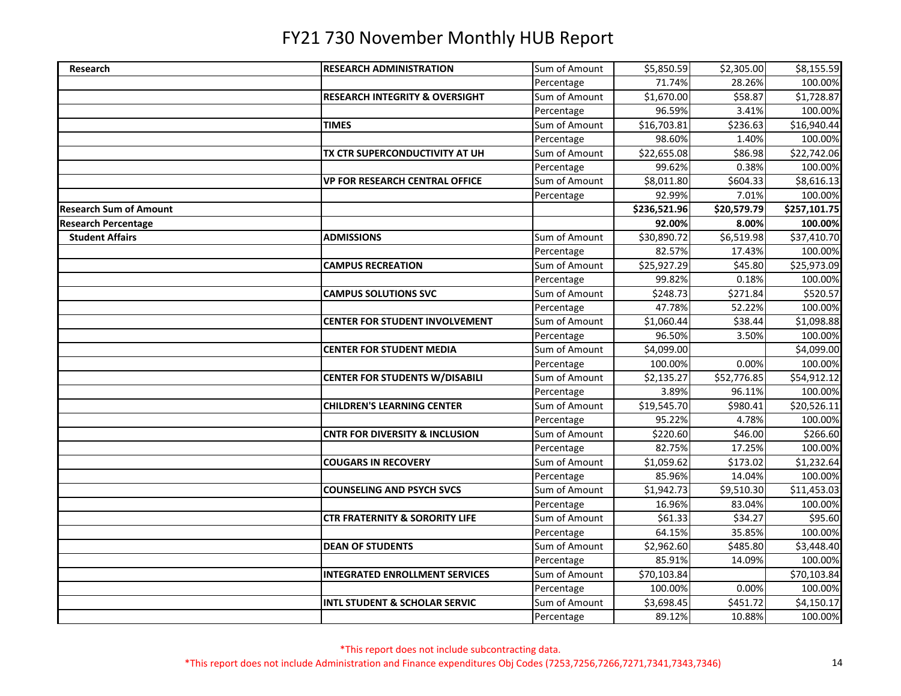# FY21 730 November Monthly HUB Report

| | | | | | |
|---|---|---|---|---|---|
| **Research** | **RESEARCH ADMINISTRATION** | Sum of Amount | $5,850.59 | $2,305.00 | $8,155.59 |
| | | Percentage | 71.74% | 28.26% | 100.00% |
| | **RESEARCH INTEGRITY & OVERSIGHT** | Sum of Amount | $1,670.00 | $58.87 | $1,728.87 |
| | | Percentage | 96.59% | 3.41% | 100.00% |
| | **TIMES** | Sum of Amount | $16,703.81 | $236.63 | $16,940.44 |
| | | Percentage | 98.60% | 1.40% | 100.00% |
| | **TX CTR SUPERCONDUCTIVITY AT UH** | Sum of Amount | $22,655.08 | $86.98 | $22,742.06 |
| | | Percentage | 99.62% | 0.38% | 100.00% |
| | **VP FOR RESEARCH CENTRAL OFFICE** | Sum of Amount | $8,011.80 | $604.33 | $8,616.13 |
| | | Percentage | 92.99% | 7.01% | 100.00% |
| **Research Sum of Amount** | | | **$236,521.96** | **$20,579.79** | **$257,101.75** |
| **Research Percentage** | | | **92.00%** | **8.00%** | **100.00%** |
| **Student Affairs** | **ADMISSIONS** | Sum of Amount | $30,890.72 | $6,519.98 | $37,410.70 |
| | | Percentage | 82.57% | 17.43% | 100.00% |
| | **CAMPUS RECREATION** | Sum of Amount | $25,927.29 | $45.80 | $25,973.09 |
| | | Percentage | 99.82% | 0.18% | 100.00% |
| | **CAMPUS SOLUTIONS SVC** | Sum of Amount | $248.73 | $271.84 | $520.57 |
| | | Percentage | 47.78% | 52.22% | 100.00% |
| | **CENTER FOR STUDENT INVOLVEMENT** | Sum of Amount | $1,060.44 | $38.44 | $1,098.88 |
| | | Percentage | 96.50% | 3.50% | 100.00% |
| | **CENTER FOR STUDENT MEDIA** | Sum of Amount | $4,099.00 | | $4,099.00 |
| | | Percentage | 100.00% | 0.00% | 100.00% |
| | **CENTER FOR STUDENTS W/DISABILI** | Sum of Amount | $2,135.27 | $52,776.85 | $54,912.12 |
| | | Percentage | 3.89% | 96.11% | 100.00% |
| | **CHILDREN'S LEARNING CENTER** | Sum of Amount | $19,545.70 | $980.41 | $20,526.11 |
| | | Percentage | 95.22% | 4.78% | 100.00% |
| | **CNTR FOR DIVERSITY & INCLUSION** | Sum of Amount | $220.60 | $46.00 | $266.60 |
| | | Percentage | 82.75% | 17.25% | 100.00% |
| | **COUGARS IN RECOVERY** | Sum of Amount | $1,059.62 | $173.02 | $1,232.64 |
| | | Percentage | 85.96% | 14.04% | 100.00% |
| | **COUNSELING AND PSYCH SVCS** | Sum of Amount | $1,942.73 | $9,510.30 | $11,453.03 |
| | | Percentage | 16.96% | 83.04% | 100.00% |
| | **CTR FRATERNITY & SORORITY LIFE** | Sum of Amount | $61.33 | $34.27 | $95.60 |
| | | Percentage | 64.15% | 35.85% | 100.00% |
| | **DEAN OF STUDENTS** | Sum of Amount | $2,962.60 | $485.80 | $3,448.40 |
| | | Percentage | 85.91% | 14.09% | 100.00% |
| | **INTEGRATED ENROLLMENT SERVICES** | Sum of Amount | $70,103.84 | | $70,103.84 |
| | | Percentage | 100.00% | 0.00% | 100.00% |
| | **INTL STUDENT & SCHOLAR SERVIC** | Sum of Amount | $3,698.45 | $451.72 | $4,150.17 |
| | | Percentage | 89.12% | 10.88% | 100.00% |

*This report does not include subcontracting data.

*This report does not include Administration and Finance expenditures Obj Codes (7253,7256,7266,7271,7341,7343,7346)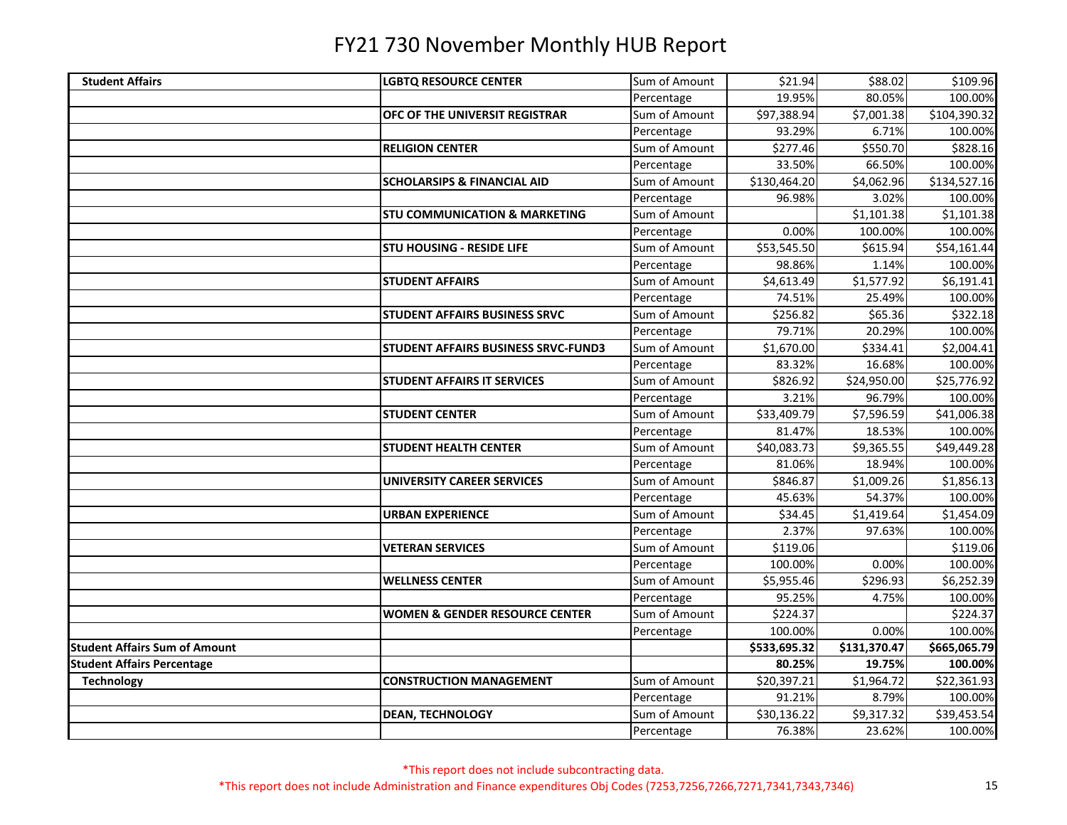# FY21 730 November Monthly HUB Report

| | | | | | |
|---|---|---|---|---|---|
| **Student Affairs** | **LGBTQ RESOURCE CENTER** | Sum of Amount | $21.94 | $88.02 | $109.96 |
| | | Percentage | 19.95% | 80.05% | 100.00% |
| | **OFC OF THE UNIVERSIT REGISTRAR** | Sum of Amount | $97,388.94 | $7,001.38 | $104,390.32 |
| | | Percentage | 93.29% | 6.71% | 100.00% |
| | **RELIGION CENTER** | Sum of Amount | $277.46 | $550.70 | $828.16 |
| | | Percentage | 33.50% | 66.50% | 100.00% |
| | **SCHOLARSIPS & FINANCIAL AID** | Sum of Amount | $130,464.20 | $4,062.96 | $134,527.16 |
| | | Percentage | 96.98% | 3.02% | 100.00% |
| | **STU COMMUNICATION & MARKETING** | Sum of Amount | | $1,101.38 | $1,101.38 |
| | | Percentage | 0.00% | 100.00% | 100.00% |
| | **STU HOUSING - RESIDE LIFE** | Sum of Amount | $53,545.50 | $615.94 | $54,161.44 |
| | | Percentage | 98.86% | 1.14% | 100.00% |
| | **STUDENT AFFAIRS** | Sum of Amount | $4,613.49 | $1,577.92 | $6,191.41 |
| | | Percentage | 74.51% | 25.49% | 100.00% |
| | **STUDENT AFFAIRS BUSINESS SRVC** | Sum of Amount | $256.82 | $65.36 | $322.18 |
| | | Percentage | 79.71% | 20.29% | 100.00% |
| | **STUDENT AFFAIRS BUSINESS SRVC-FUND3** | Sum of Amount | $1,670.00 | $334.41 | $2,004.41 |
| | | Percentage | 83.32% | 16.68% | 100.00% |
| | **STUDENT AFFAIRS IT SERVICES** | Sum of Amount | $826.92 | $24,950.00 | $25,776.92 |
| | | Percentage | 3.21% | 96.79% | 100.00% |
| | **STUDENT CENTER** | Sum of Amount | $33,409.79 | $7,596.59 | $41,006.38 |
| | | Percentage | 81.47% | 18.53% | 100.00% |
| | **STUDENT HEALTH CENTER** | Sum of Amount | $40,083.73 | $9,365.55 | $49,449.28 |
| | | Percentage | 81.06% | 18.94% | 100.00% |
| | **UNIVERSITY CAREER SERVICES** | Sum of Amount | $846.87 | $1,009.26 | $1,856.13 |
| | | Percentage | 45.63% | 54.37% | 100.00% |
| | **URBAN EXPERIENCE** | Sum of Amount | $34.45 | $1,419.64 | $1,454.09 |
| | | Percentage | 2.37% | 97.63% | 100.00% |
| | **VETERAN SERVICES** | Sum of Amount | $119.06 | | $119.06 |
| | | Percentage | 100.00% | 0.00% | 100.00% |
| | **WELLNESS CENTER** | Sum of Amount | $5,955.46 | $296.93 | $6,252.39 |
| | | Percentage | 95.25% | 4.75% | 100.00% |
| | **WOMEN & GENDER RESOURCE CENTER** | Sum of Amount | $224.37 | | $224.37 |
| | | Percentage | 100.00% | 0.00% | 100.00% |
| **Student Affairs Sum of Amount** | | | **$533,695.32** | **$131,370.47** | **$665,065.79** |
| **Student Affairs Percentage** | | | **80.25%** | **19.75%** | **100.00%** |
| **Technology** | **CONSTRUCTION MANAGEMENT** | Sum of Amount | $20,397.21 | $1,964.72 | $22,361.93 |
| | | Percentage | 91.21% | 8.79% | 100.00% |
| | **DEAN, TECHNOLOGY** | Sum of Amount | $30,136.22 | $9,317.32 | $39,453.54 |
| | | Percentage | 76.38% | 23.62% | 100.00% |

*This report does not include subcontracting data.

*This report does not include Administration and Finance expenditures Obj Codes (7253,7256,7266,7271,7341,7343,7346)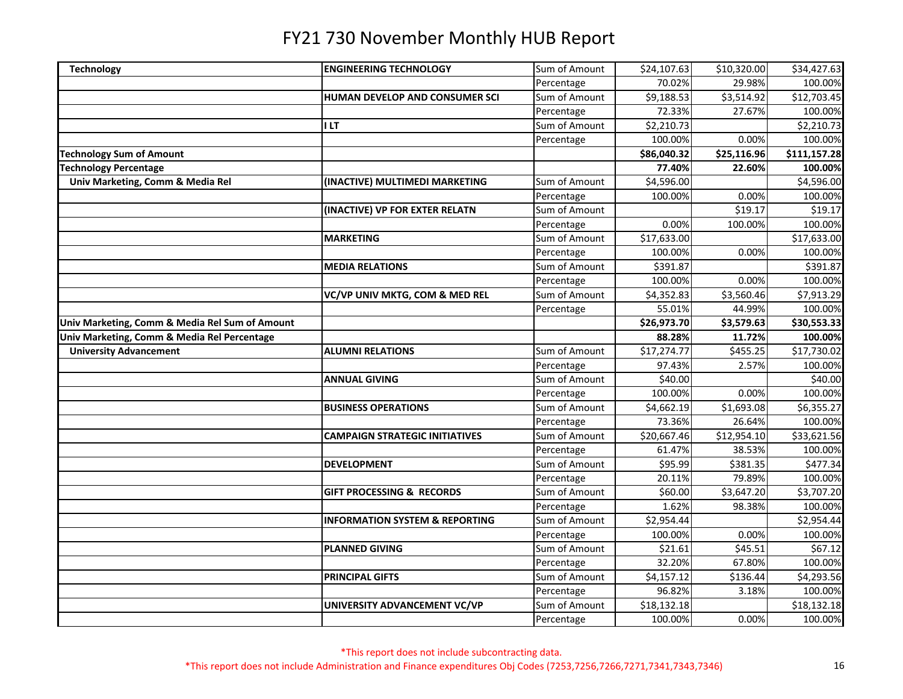# FY21 730 November Monthly HUB Report

| | | | | | |
|---|---|---|---|---|---|
| **Technology** | **ENGINEERING TECHNOLOGY** | Sum of Amount | $24,107.63 | $10,320.00 | $34,427.63 |
| | | Percentage | 70.02% | 29.98% | 100.00% |
| | **HUMAN DEVELOP AND CONSUMER SCI** | Sum of Amount | $9,188.53 | $3,514.92 | $12,703.45 |
| | | Percentage | 72.33% | 27.67% | 100.00% |
| | **I LT** | Sum of Amount | $2,210.73 | | $2,210.73 |
| | | Percentage | 100.00% | 0.00% | 100.00% |
| **Technology Sum of Amount** | | | **$86,040.32** | **$25,116.96** | **$111,157.28** |
| **Technology Percentage** | | | **77.40%** | **22.60%** | **100.00%** |
| **Univ Marketing, Comm & Media Rel** | **(INACTIVE) MULTIMEDI MARKETING** | Sum of Amount | $4,596.00 | | $4,596.00 |
| | | Percentage | 100.00% | 0.00% | 100.00% |
| | **(INACTIVE) VP FOR EXTER RELATN** | Sum of Amount | | $19.17 | $19.17 |
| | | Percentage | 0.00% | 100.00% | 100.00% |
| | **MARKETING** | Sum of Amount | $17,633.00 | | $17,633.00 |
| | | Percentage | 100.00% | 0.00% | 100.00% |
| | **MEDIA RELATIONS** | Sum of Amount | $391.87 | | $391.87 |
| | | Percentage | 100.00% | 0.00% | 100.00% |
| | **VC/VP UNIV MKTG, COM & MED REL** | Sum of Amount | $4,352.83 | $3,560.46 | $7,913.29 |
| | | Percentage | 55.01% | 44.99% | 100.00% |
| **Univ Marketing, Comm & Media Rel Sum of Amount** | | | **$26,973.70** | **$3,579.63** | **$30,553.33** |
| **Univ Marketing, Comm & Media Rel Percentage** | | | **88.28%** | **11.72%** | **100.00%** |
| **University Advancement** | **ALUMNI RELATIONS** | Sum of Amount | $17,274.77 | $455.25 | $17,730.02 |
| | | Percentage | 97.43% | 2.57% | 100.00% |
| | **ANNUAL GIVING** | Sum of Amount | $40.00 | | $40.00 |
| | | Percentage | 100.00% | 0.00% | 100.00% |
| | **BUSINESS OPERATIONS** | Sum of Amount | $4,662.19 | $1,693.08 | $6,355.27 |
| | | Percentage | 73.36% | 26.64% | 100.00% |
| | **CAMPAIGN STRATEGIC INITIATIVES** | Sum of Amount | $20,667.46 | $12,954.10 | $33,621.56 |
| | | Percentage | 61.47% | 38.53% | 100.00% |
| | **DEVELOPMENT** | Sum of Amount | $95.99 | $381.35 | $477.34 |
| | | Percentage | 20.11% | 79.89% | 100.00% |
| | **GIFT PROCESSING & RECORDS** | Sum of Amount | $60.00 | $3,647.20 | $3,707.20 |
| | | Percentage | 1.62% | 98.38% | 100.00% |
| | **INFORMATION SYSTEM & REPORTING** | Sum of Amount | $2,954.44 | | $2,954.44 |
| | | Percentage | 100.00% | 0.00% | 100.00% |
| | **PLANNED GIVING** | Sum of Amount | $21.61 | $45.51 | $67.12 |
| | | Percentage | 32.20% | 67.80% | 100.00% |
| | **PRINCIPAL GIFTS** | Sum of Amount | $4,157.12 | $136.44 | $4,293.56 |
| | | Percentage | 96.82% | 3.18% | 100.00% |
| | **UNIVERSITY ADVANCEMENT VC/VP** | Sum of Amount | $18,132.18 | | $18,132.18 |
| | | Percentage | 100.00% | 0.00% | 100.00% |

*This report does not include subcontracting data.

*This report does not include Administration and Finance expenditures Obj Codes (7253,7256,7266,7271,7341,7343,7346)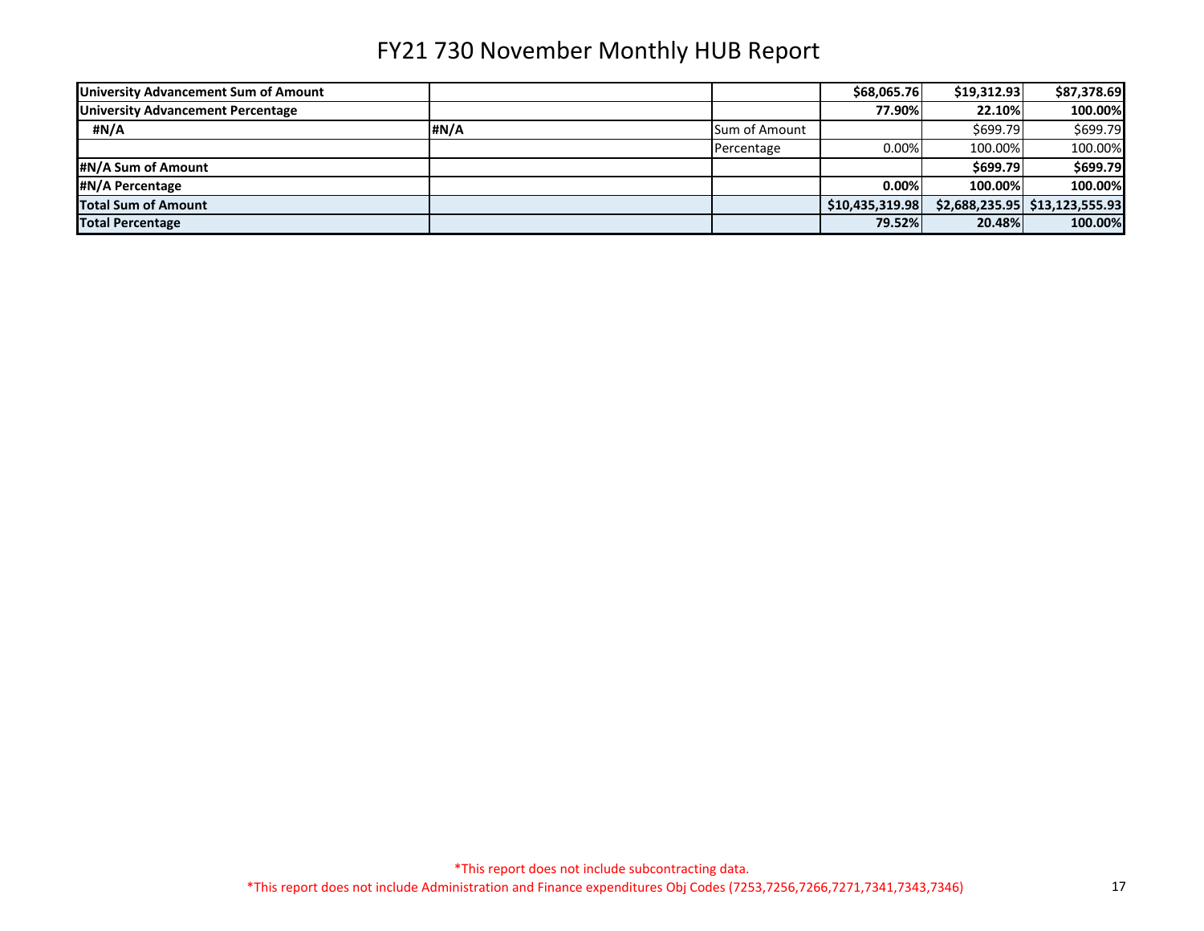# FY21 730 November Monthly HUB Report

| | | | | | |
|---|---|---|---|---|---|
| **University Advancement Sum of Amount** | | | **$68,065.76** | **$19,312.93** | **$87,378.69** |
| **University Advancement Percentage** | | | **77.90%** | **22.10%** | **100.00%** |
| **#N/A** | **#N/A** | Sum of Amount | | $699.79 | $699.79 |
| | | Percentage | 0.00% | 100.00% | 100.00% |
| **#N/A Sum of Amount** | | | | **$699.79** | **$699.79** |
| **#N/A Percentage** | | | **0.00%** | **100.00%** | **100.00%** |
| **Total Sum of Amount** | | | **$10,435,319.98** | **$2,688,235.95** | **$13,123,555.93** |
| **Total Percentage** | | | **79.52%** | **20.48%** | **100.00%** |

*This report does not include subcontracting data.

*This report does not include Administration and Finance expenditures Obj Codes (7253,7256,7266,7271,7341,7343,7346)